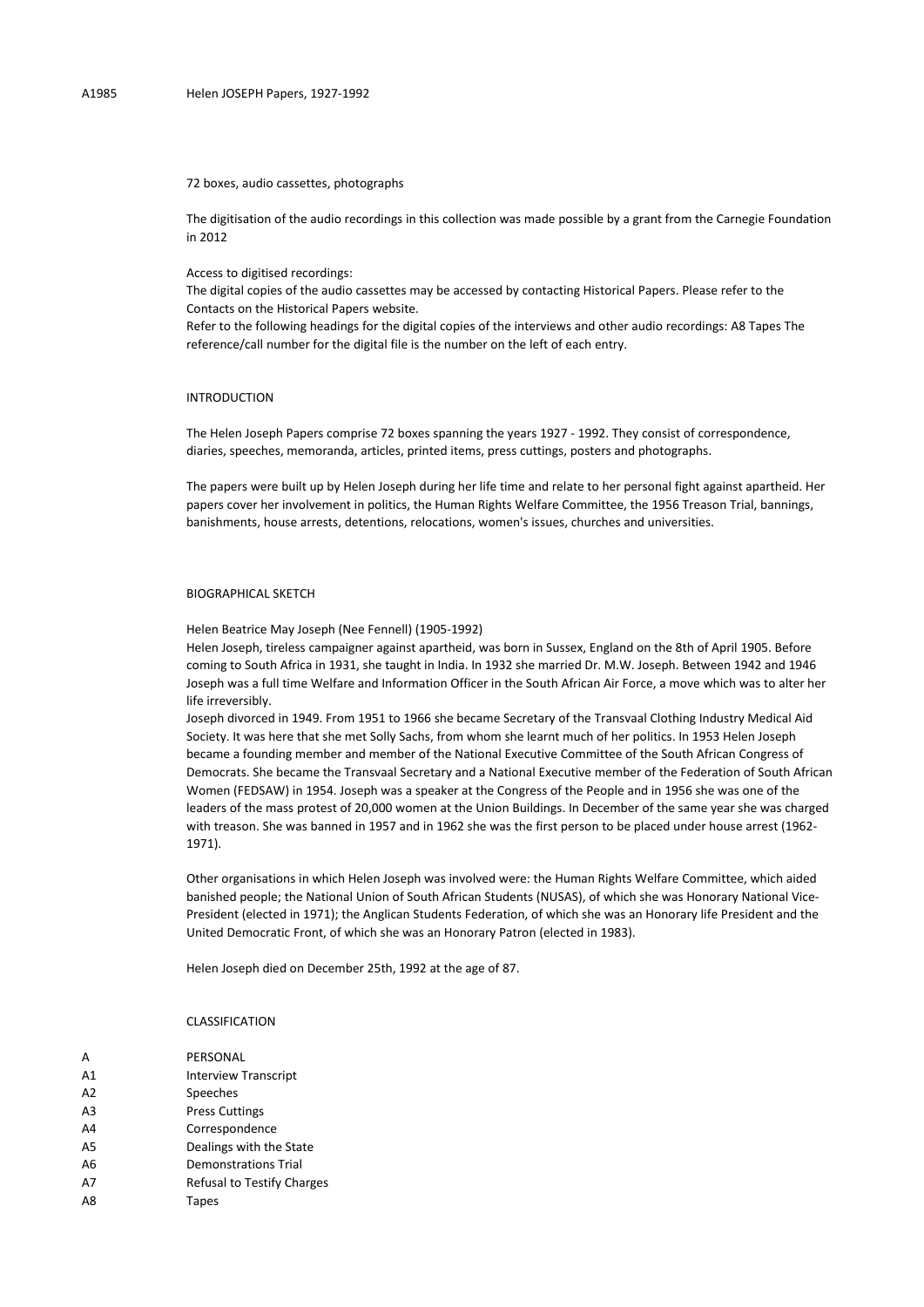A1985 Helen JOSEPH Papers, 1927-1992

72 boxes, audio cassettes, photographs

The digitisation of the audio recordings in this collection was made possible by a grant from the Carnegie Foundation in 2012

Access to digitised recordings:
The digital copies of the audio cassettes may be accessed by contacting Historical Papers. Please refer to the Contacts on the Historical Papers website.
Refer to the following headings for the digital copies of the interviews and other audio recordings: A8 Tapes The reference/call number for the digital file is the number on the left of each entry.

## INTRODUCTION

The Helen Joseph Papers comprise 72 boxes spanning the years 1927 - 1992. They consist of correspondence, diaries, speeches, memoranda, articles, printed items, press cuttings, posters and photographs.

The papers were built up by Helen Joseph during her life time and relate to her personal fight against apartheid. Her papers cover her involvement in politics, the Human Rights Welfare Committee, the 1956 Treason Trial, bannings, banishments, house arrests, detentions, relocations, women's issues, churches and universities.

## BIOGRAPHICAL SKETCH

Helen Beatrice May Joseph (Nee Fennell) (1905-1992)
Helen Joseph, tireless campaigner against apartheid, was born in Sussex, England on the 8th of April 1905. Before coming to South Africa in 1931, she taught in India. In 1932 she married Dr. M.W. Joseph. Between 1942 and 1946 Joseph was a full time Welfare and Information Officer in the South African Air Force, a move which was to alter her life irreversibly.
Joseph divorced in 1949. From 1951 to 1966 she became Secretary of the Transvaal Clothing Industry Medical Aid Society. It was here that she met Solly Sachs, from whom she learnt much of her politics. In 1953 Helen Joseph became a founding member and member of the National Executive Committee of the South African Congress of Democrats. She became the Transvaal Secretary and a National Executive member of the Federation of South African Women (FEDSAW) in 1954. Joseph was a speaker at the Congress of the People and in 1956 she was one of the leaders of the mass protest of 20,000 women at the Union Buildings. In December of the same year she was charged with treason. She was banned in 1957 and in 1962 she was the first person to be placed under house arrest (1962-1971).

Other organisations in which Helen Joseph was involved were: the Human Rights Welfare Committee, which aided banished people; the National Union of South African Students (NUSAS), of which she was Honorary National Vice-President (elected in 1971); the Anglican Students Federation, of which she was an Honorary life President and the United Democratic Front, of which she was an Honorary Patron (elected in 1983).

Helen Joseph died on December 25th, 1992 at the age of 87.

## CLASSIFICATION

| | |
|---|---|
| A | PERSONAL |
| A1 | Interview Transcript |
| A2 | Speeches |
| A3 | Press Cuttings |
| A4 | Correspondence |
| A5 | Dealings with the State |
| A6 | Demonstrations Trial |
| A7 | Refusal to Testify Charges |
| A8 | Tapes |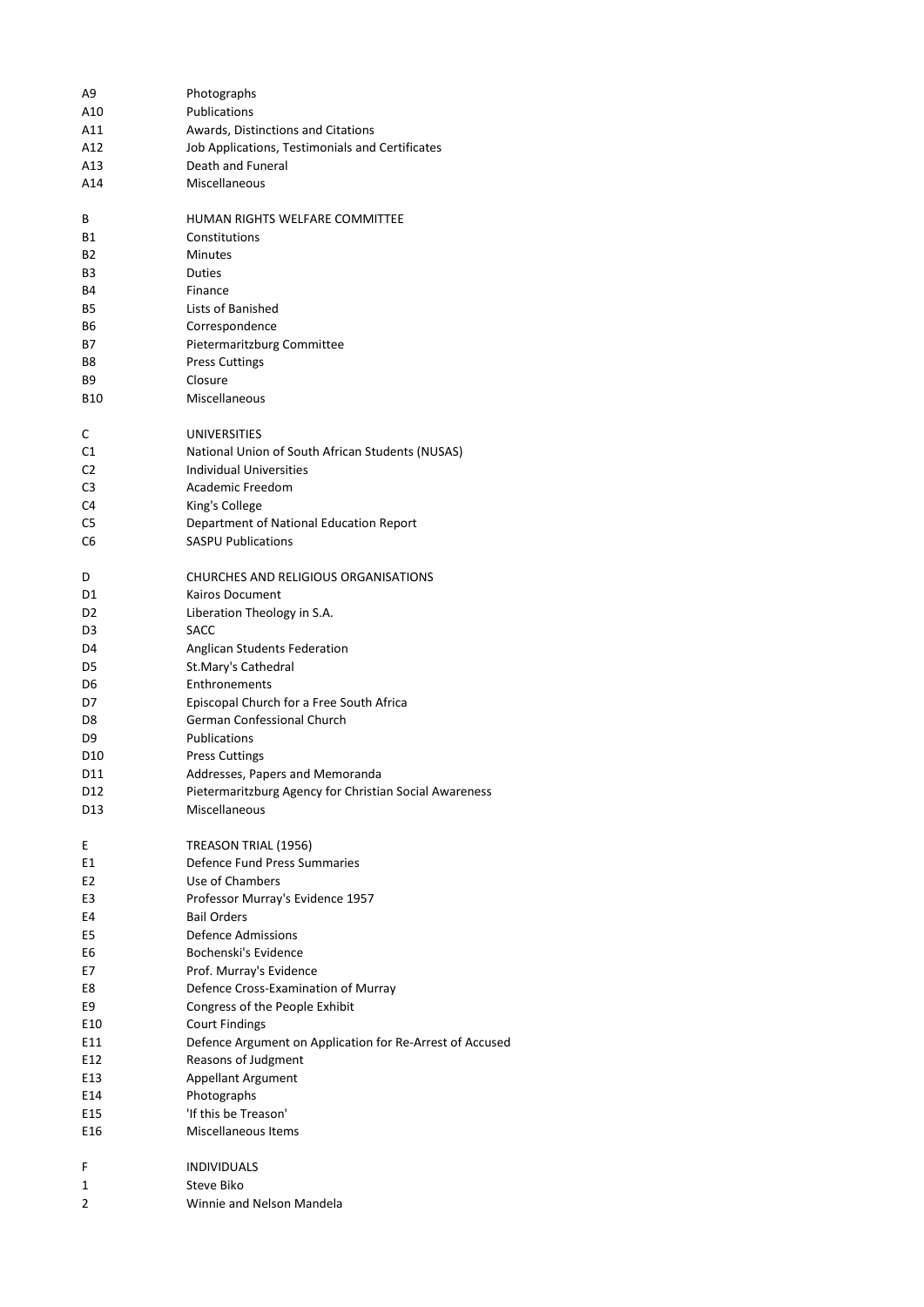| | |
|---|---|
| A9 | Photographs |
| A10 | Publications |
| A11 | Awards, Distinctions and Citations |
| A12 | Job Applications, Testimonials and Certificates |
| A13 | Death and Funeral |
| A14 | Miscellaneous |
| | |
| B | HUMAN RIGHTS WELFARE COMMITTEE |
| B1 | Constitutions |
| B2 | Minutes |
| B3 | Duties |
| B4 | Finance |
| B5 | Lists of Banished |
| B6 | Correspondence |
| B7 | Pietermaritzburg Committee |
| B8 | Press Cuttings |
| B9 | Closure |
| B10 | Miscellaneous |
| | |
| C | UNIVERSITIES |
| C1 | National Union of South African Students (NUSAS) |
| C2 | Individual Universities |
| C3 | Academic Freedom |
| C4 | King's College |
| C5 | Department of National Education Report |
| C6 | SASPU Publications |
| | |
| D | CHURCHES AND RELIGIOUS ORGANISATIONS |
| D1 | Kairos Document |
| D2 | Liberation Theology in S.A. |
| D3 | SACC |
| D4 | Anglican Students Federation |
| D5 | St.Mary's Cathedral |
| D6 | Enthronements |
| D7 | Episcopal Church for a Free South Africa |
| D8 | German Confessional Church |
| D9 | Publications |
| D10 | Press Cuttings |
| D11 | Addresses, Papers and Memoranda |
| D12 | Pietermaritzburg Agency for Christian Social Awareness |
| D13 | Miscellaneous |
| | |
| E | TREASON TRIAL (1956) |
| E1 | Defence Fund Press Summaries |
| E2 | Use of Chambers |
| E3 | Professor Murray's Evidence 1957 |
| E4 | Bail Orders |
| E5 | Defence Admissions |
| E6 | Bochenski's Evidence |
| E7 | Prof. Murray's Evidence |
| E8 | Defence Cross-Examination of Murray |
| E9 | Congress of the People Exhibit |
| E10 | Court Findings |
| E11 | Defence Argument on Application for Re-Arrest of Accused |
| E12 | Reasons of Judgment |
| E13 | Appellant Argument |
| E14 | Photographs |
| E15 | 'If this be Treason' |
| E16 | Miscellaneous Items |
| | |
| F | INDIVIDUALS |
| 1 | Steve Biko |
| 2 | Winnie and Nelson Mandela |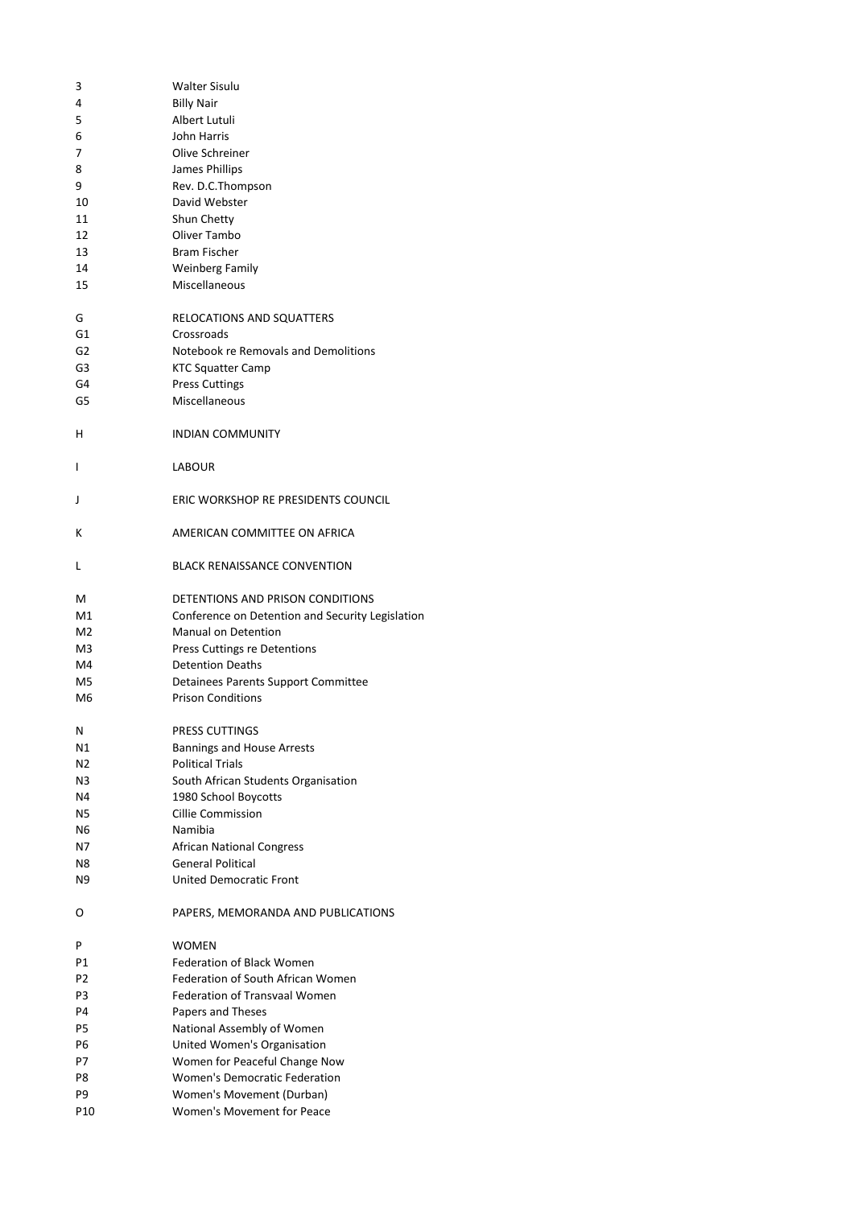| | |
|---|---|
| 3 | Walter Sisulu |
| 4 | Billy Nair |
| 5 | Albert Lutuli |
| 6 | John Harris |
| 7 | Olive Schreiner |
| 8 | James Phillips |
| 9 | Rev. D.C.Thompson |
| 10 | David Webster |
| 11 | Shun Chetty |
| 12 | Oliver Tambo |
| 13 | Bram Fischer |
| 14 | Weinberg Family |
| 15 | Miscellaneous |
| | |
| G | RELOCATIONS AND SQUATTERS |
| G1 | Crossroads |
| G2 | Notebook re Removals and Demolitions |
| G3 | KTC Squatter Camp |
| G4 | Press Cuttings |
| G5 | Miscellaneous |
| | |
| H | INDIAN COMMUNITY |
| | |
| I | LABOUR |
| | |
| J | ERIC WORKSHOP RE PRESIDENTS COUNCIL |
| | |
| K | AMERICAN COMMITTEE ON AFRICA |
| | |
| L | BLACK RENAISSANCE CONVENTION |
| | |
| M | DETENTIONS AND PRISON CONDITIONS |
| M1 | Conference on Detention and Security Legislation |
| M2 | Manual on Detention |
| M3 | Press Cuttings re Detentions |
| M4 | Detention Deaths |
| M5 | Detainees Parents Support Committee |
| M6 | Prison Conditions |
| | |
| N | PRESS CUTTINGS |
| N1 | Bannings and House Arrests |
| N2 | Political Trials |
| N3 | South African Students Organisation |
| N4 | 1980 School Boycotts |
| N5 | Cillie Commission |
| N6 | Namibia |
| N7 | African National Congress |
| N8 | General Political |
| N9 | United Democratic Front |
| | |
| O | PAPERS, MEMORANDA AND PUBLICATIONS |
| | |
| P | WOMEN |
| P1 | Federation of Black Women |
| P2 | Federation of South African Women |
| P3 | Federation of Transvaal Women |
| P4 | Papers and Theses |
| P5 | National Assembly of Women |
| P6 | United Women's Organisation |
| P7 | Women for Peaceful Change Now |
| P8 | Women's Democratic Federation |
| P9 | Women's Movement (Durban) |
| P10 | Women's Movement for Peace |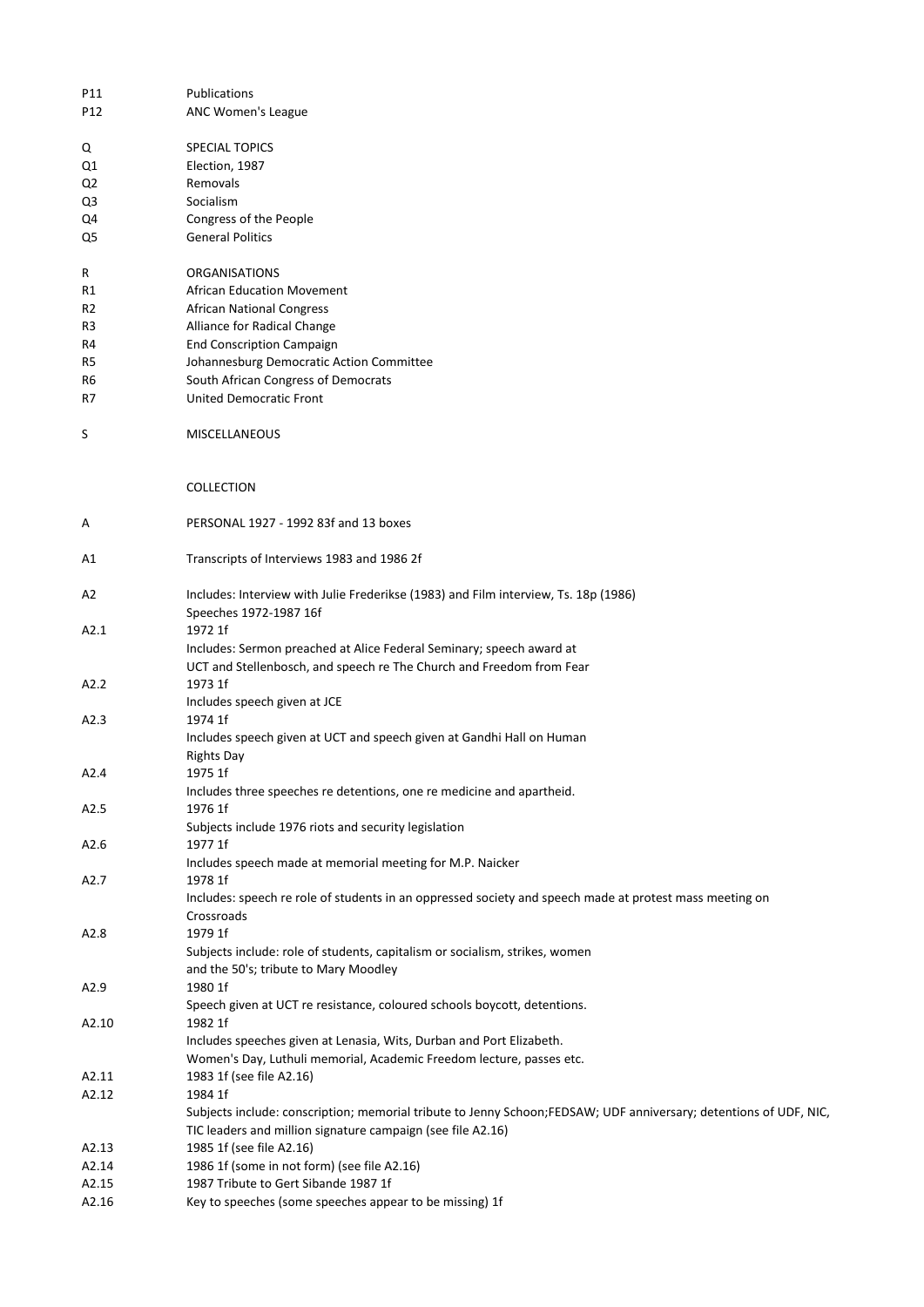P11 Publications
P12 ANC Women's League

Q SPECIAL TOPICS
Q1 Election, 1987
Q2 Removals
Q3 Socialism
Q4 Congress of the People
Q5 General Politics

R ORGANISATIONS
R1 African Education Movement
R2 African National Congress
R3 Alliance for Radical Change
R4 End Conscription Campaign
R5 Johannesburg Democratic Action Committee
R6 South African Congress of Democrats
R7 United Democratic Front

S MISCELLANEOUS

COLLECTION

A PERSONAL 1927 - 1992 83f and 13 boxes

A1 Transcripts of Interviews 1983 and 1986 2f

A2 Includes: Interview with Julie Frederikse (1983) and Film interview, Ts. 18p (1986)
Speeches 1972-1987 16f

A2.1 1972 1f
Includes: Sermon preached at Alice Federal Seminary; speech award at
UCT and Stellenbosch, and speech re The Church and Freedom from Fear

A2.2 1973 1f
Includes speech given at JCE

A2.3 1974 1f
Includes speech given at UCT and speech given at Gandhi Hall on Human
Rights Day

A2.4 1975 1f
Includes three speeches re detentions, one re medicine and apartheid.

A2.5 1976 1f
Subjects include 1976 riots and security legislation

A2.6 1977 1f
Includes speech made at memorial meeting for M.P. Naicker

A2.7 1978 1f
Includes: speech re role of students in an oppressed society and speech made at protest mass meeting on
Crossroads

A2.8 1979 1f
Subjects include: role of students, capitalism or socialism, strikes, women
and the 50's; tribute to Mary Moodley

A2.9 1980 1f
Speech given at UCT re resistance, coloured schools boycott, detentions.

A2.10 1982 1f
Includes speeches given at Lenasia, Wits, Durban and Port Elizabeth.
Women's Day, Luthuli memorial, Academic Freedom lecture, passes etc.

A2.11 1983 1f (see file A2.16)

A2.12 1984 1f
Subjects include: conscription; memorial tribute to Jenny Schoon;FEDSAW; UDF anniversary; detentions of UDF, NIC,
TIC leaders and million signature campaign (see file A2.16)

A2.13 1985 1f (see file A2.16)

A2.14 1986 1f (some in not form) (see file A2.16)

A2.15 1987 Tribute to Gert Sibande 1987 1f

A2.16 Key to speeches (some speeches appear to be missing) 1f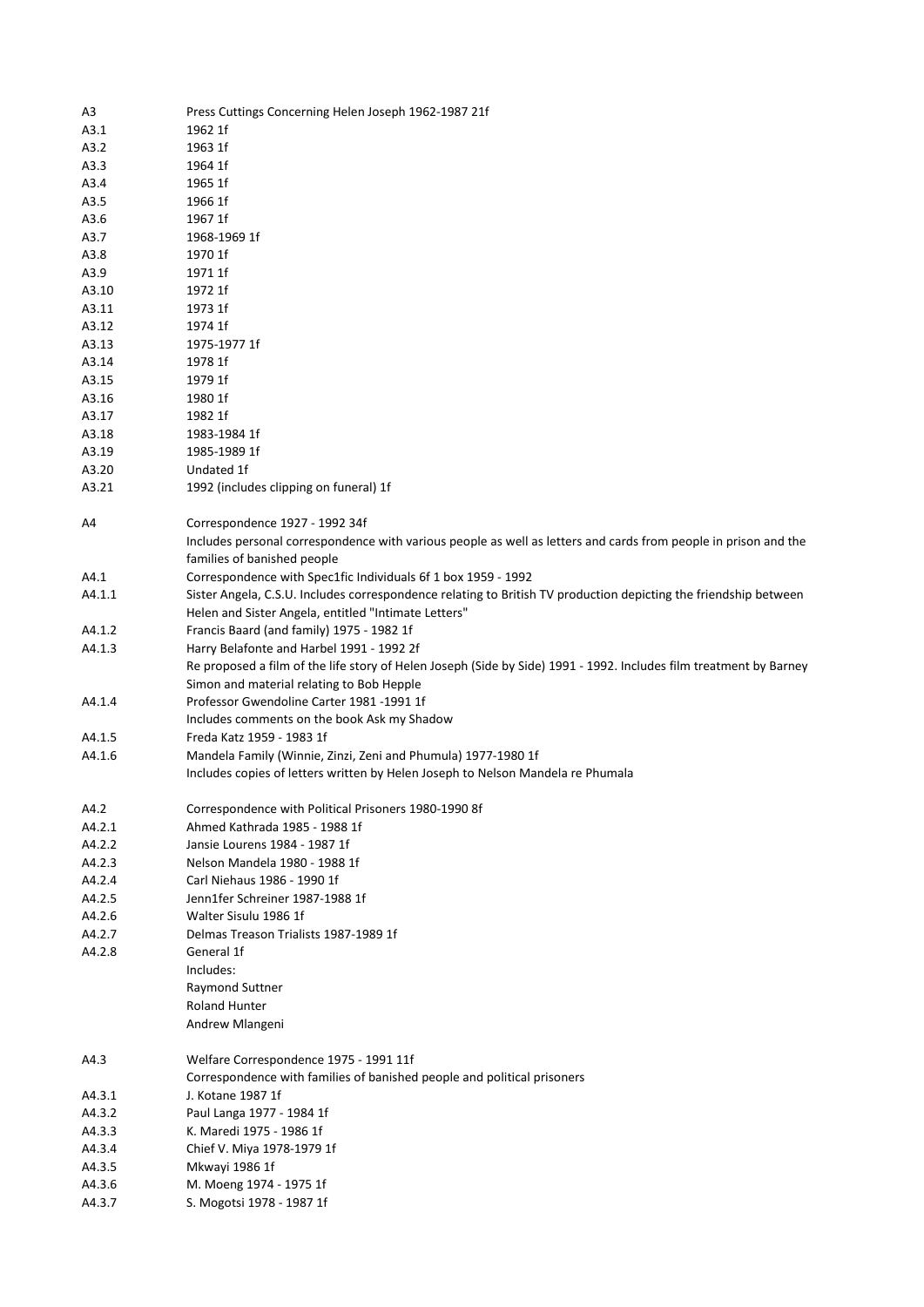| | |
|---|---|
| A3 | Press Cuttings Concerning Helen Joseph 1962-1987 21f |
| A3.1 | 1962 1f |
| A3.2 | 1963 1f |
| A3.3 | 1964 1f |
| A3.4 | 1965 1f |
| A3.5 | 1966 1f |
| A3.6 | 1967 1f |
| A3.7 | 1968-1969 1f |
| A3.8 | 1970 1f |
| A3.9 | 1971 1f |
| A3.10 | 1972 1f |
| A3.11 | 1973 1f |
| A3.12 | 1974 1f |
| A3.13 | 1975-1977 1f |
| A3.14 | 1978 1f |
| A3.15 | 1979 1f |
| A3.16 | 1980 1f |
| A3.17 | 1982 1f |
| A3.18 | 1983-1984 1f |
| A3.19 | 1985-1989 1f |
| A3.20 | Undated 1f |
| A3.21 | 1992 (includes clipping on funeral) 1f |
| | |
| A4 | Correspondence 1927 - 1992 34f |
| | Includes personal correspondence with various people as well as letters and cards from people in prison and the families of banished people |
| A4.1 | Correspondence with Spec1fic Individuals 6f 1 box 1959 - 1992 |
| A4.1.1 | Sister Angela, C.S.U. Includes correspondence relating to British TV production depicting the friendship between Helen and Sister Angela, entitled "Intimate Letters" |
| A4.1.2 | Francis Baard (and family) 1975 - 1982 1f |
| A4.1.3 | Harry Belafonte and Harbel 1991 - 1992 2f |
| | Re proposed a film of the life story of Helen Joseph (Side by Side) 1991 - 1992. Includes film treatment by Barney Simon and material relating to Bob Hepple |
| A4.1.4 | Professor Gwendoline Carter 1981 -1991 1f |
| | Includes comments on the book Ask my Shadow |
| A4.1.5 | Freda Katz 1959 - 1983 1f |
| A4.1.6 | Mandela Family (Winnie, Zinzi, Zeni and Phumula) 1977-1980 1f |
| | Includes copies of letters written by Helen Joseph to Nelson Mandela re Phumala |
| | |
| A4.2 | Correspondence with Political Prisoners 1980-1990 8f |
| A4.2.1 | Ahmed Kathrada 1985 - 1988 1f |
| A4.2.2 | Jansie Lourens 1984 - 1987 1f |
| A4.2.3 | Nelson Mandela 1980 - 1988 1f |
| A4.2.4 | Carl Niehaus 1986 - 1990 1f |
| A4.2.5 | Jenn1fer Schreiner 1987-1988 1f |
| A4.2.6 | Walter Sisulu 1986 1f |
| A4.2.7 | Delmas Treason Trialists 1987-1989 1f |
| A4.2.8 | General 1f |
| | Includes: |
| | Raymond Suttner |
| | Roland Hunter |
| | Andrew Mlangeni |
| | |
| A4.3 | Welfare Correspondence 1975 - 1991 11f |
| | Correspondence with families of banished people and political prisoners |
| A4.3.1 | J. Kotane 1987 1f |
| A4.3.2 | Paul Langa 1977 - 1984 1f |
| A4.3.3 | K. Maredi 1975 - 1986 1f |
| A4.3.4 | Chief V. Miya 1978-1979 1f |
| A4.3.5 | Mkwayi 1986 1f |
| A4.3.6 | M. Moeng 1974 - 1975 1f |
| A4.3.7 | S. Mogotsi 1978 - 1987 1f |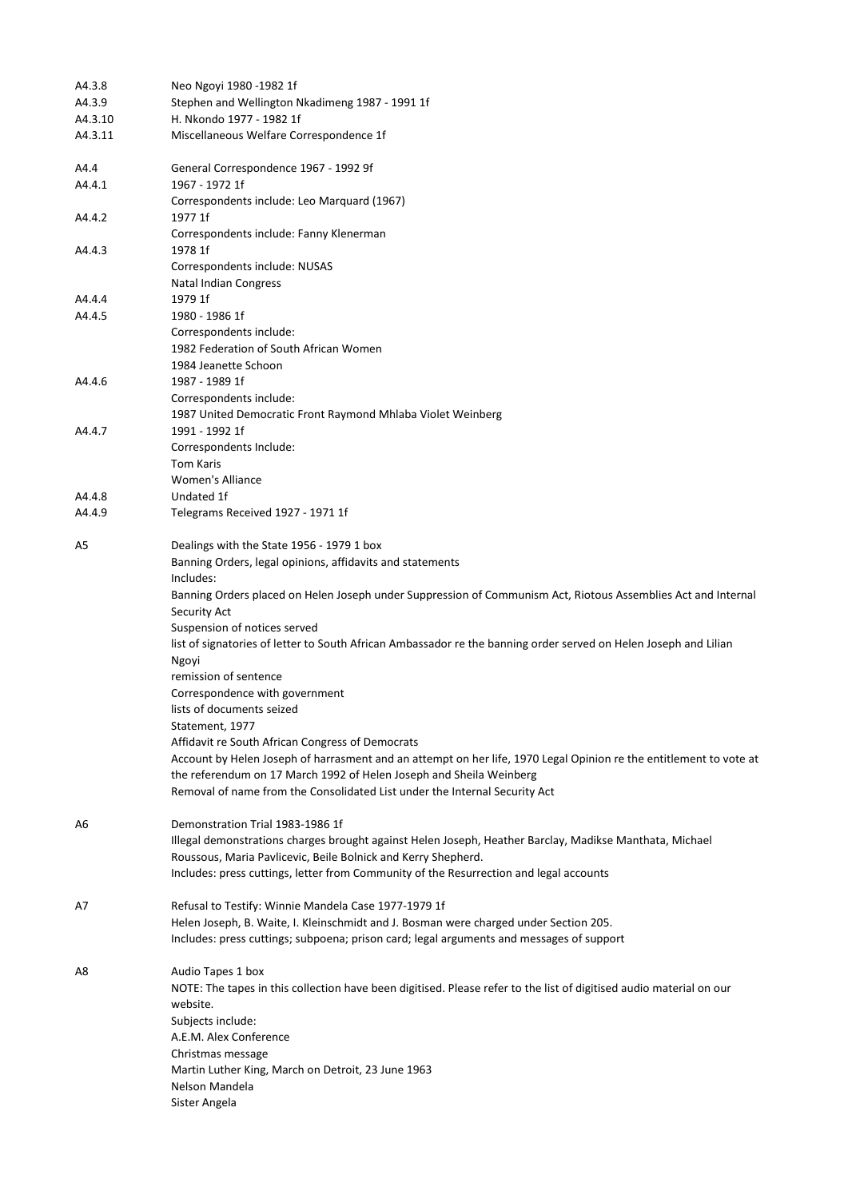| | |
|---|---|
| A4.3.8 | Neo Ngoyi 1980 -1982 1f |
| A4.3.9 | Stephen and Wellington Nkadimeng 1987 - 1991 1f |
| A4.3.10 | H. Nkondo 1977 - 1982 1f |
| A4.3.11 | Miscellaneous Welfare Correspondence 1f |

| | |
|---|---|
| A4.4 | General Correspondence 1967 - 1992 9f |
| A4.4.1 | 1967 - 1972 1f<br>Correspondents include: Leo Marquard (1967) |
| A4.4.2 | 1977 1f<br>Correspondents include: Fanny Klenerman |
| A4.4.3 | 1978 1f<br>Correspondents include: NUSAS<br>Natal Indian Congress |
| A4.4.4 | 1979 1f |
| A4.4.5 | 1980 - 1986 1f<br>Correspondents include:<br>1982 Federation of South African Women<br>1984 Jeanette Schoon |
| A4.4.6 | 1987 - 1989 1f<br>Correspondents include:<br>1987 United Democratic Front Raymond Mhlaba Violet Weinberg |
| A4.4.7 | 1991 - 1992 1f<br>Correspondents Include:<br>Tom Karis<br>Women's Alliance |
| A4.4.8 | Undated 1f |
| A4.4.9 | Telegrams Received 1927 - 1971 1f |

| | |
|---|---|
| A5 | Dealings with the State 1956 - 1979 1 box<br>Banning Orders, legal opinions, affidavits and statements<br>Includes:<br>Banning Orders placed on Helen Joseph under Suppression of Communism Act, Riotous Assemblies Act and Internal Security Act<br>Suspension of notices served<br>list of signatories of letter to South African Ambassador re the banning order served on Helen Joseph and Lilian Ngoyi<br>remission of sentence<br>Correspondence with government<br>lists of documents seized<br>Statement, 1977<br>Affidavit re South African Congress of Democrats<br>Account by Helen Joseph of harrassment and an attempt on her life, 1970 Legal Opinion re the entitlement to vote at the referendum on 17 March 1992 of Helen Joseph and Sheila Weinberg<br>Removal of name from the Consolidated List under the Internal Security Act |

| | |
|---|---|
| A6 | Demonstration Trial 1983-1986 1f<br>Illegal demonstrations charges brought against Helen Joseph, Heather Barclay, Madikse Manthata, Michael Roussous, Maria Pavlicevic, Beile Bolnick and Kerry Shepherd.<br>Includes: press cuttings, letter from Community of the Resurrection and legal accounts |

| | |
|---|---|
| A7 | Refusal to Testify: Winnie Mandela Case 1977-1979 1f<br>Helen Joseph, B. Waite, I. Kleinschmidt and J. Bosman were charged under Section 205.<br>Includes: press cuttings; subpoena; prison card; legal arguments and messages of support |

| | |
|---|---|
| A8 | Audio Tapes 1 box<br>NOTE: The tapes in this collection have been digitised. Please refer to the list of digitised audio material on our website.<br>Subjects include:<br>A.E.M. Alex Conference<br>Christmas message<br>Martin Luther King, March on Detroit, 23 June 1963<br>Nelson Mandela<br>Sister Angela |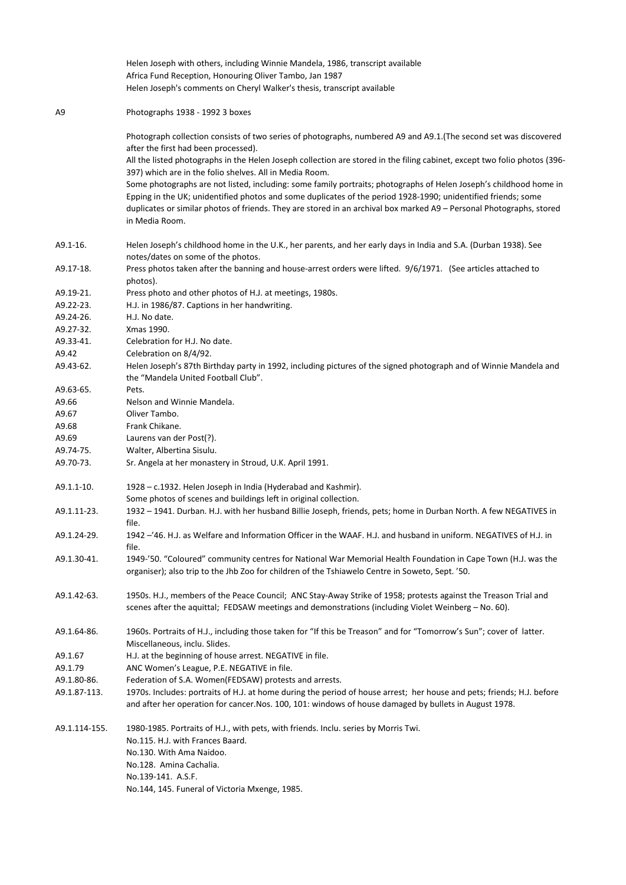Helen Joseph with others, including Winnie Mandela, 1986, transcript available
Africa Fund Reception, Honouring Oliver Tambo, Jan 1987
Helen Joseph's comments on Cheryl Walker's thesis, transcript available

A9 Photographs 1938 - 1992 3 boxes

Photograph collection consists of two series of photographs, numbered A9 and A9.1.(The second set was discovered after the first had been processed).
All the listed photographs in the Helen Joseph collection are stored in the filing cabinet, except two folio photos (396-397) which are in the folio shelves. All in Media Room.
Some photographs are not listed, including: some family portraits; photographs of Helen Joseph's childhood home in Epping in the UK; unidentified photos and some duplicates of the period 1928-1990; unidentified friends; some duplicates or similar photos of friends. They are stored in an archival box marked A9 – Personal Photographs, stored in Media Room.

| | |
|---|---|
| A9.1-16. | Helen Joseph's childhood home in the U.K., her parents, and her early days in India and S.A. (Durban 1938). See notes/dates on some of the photos. |
| A9.17-18. | Press photos taken after the banning and house-arrest orders were lifted. 9/6/1971. (See articles attached to photos). |
| A9.19-21. | Press photo and other photos of H.J. at meetings, 1980s. |
| A9.22-23. | H.J. in 1986/87. Captions in her handwriting. |
| A9.24-26. | H.J. No date. |
| A9.27-32. | Xmas 1990. |
| A9.33-41. | Celebration for H.J. No date. |
| A9.42 | Celebration on 8/4/92. |
| A9.43-62. | Helen Joseph's 87th Birthday party in 1992, including pictures of the signed photograph and of Winnie Mandela and the "Mandela United Football Club". |
| A9.63-65. | Pets. |
| A9.66 | Nelson and Winnie Mandela. |
| A9.67 | Oliver Tambo. |
| A9.68 | Frank Chikane. |
| A9.69 | Laurens van der Post(?). |
| A9.74-75. | Walter, Albertina Sisulu. |
| A9.70-73. | Sr. Angela at her monastery in Stroud, U.K. April 1991. |
| A9.1.1-10. | 1928 – c.1932. Helen Joseph in India (Hyderabad and Kashmir). Some photos of scenes and buildings left in original collection. |
| A9.1.11-23. | 1932 – 1941. Durban. H.J. with her husband Billie Joseph, friends, pets; home in Durban North. A few NEGATIVES in file. |
| A9.1.24-29. | 1942 –'46. H.J. as Welfare and Information Officer in the WAAF. H.J. and husband in uniform. NEGATIVES of H.J. in file. |
| A9.1.30-41. | 1949-'50. "Coloured" community centres for National War Memorial Health Foundation in Cape Town (H.J. was the organiser); also trip to the Jhb Zoo for children of the Tshiawelo Centre in Soweto, Sept. '50. |
| A9.1.42-63. | 1950s. H.J., members of the Peace Council; ANC Stay-Away Strike of 1958; protests against the Treason Trial and scenes after the aquittal; FEDSAW meetings and demonstrations (including Violet Weinberg – No. 60). |
| A9.1.64-86. | 1960s. Portraits of H.J., including those taken for "If this be Treason" and for "Tomorrow's Sun"; cover of latter. Miscellaneous, inclu. Slides. |
| A9.1.67 | H.J. at the beginning of house arrest. NEGATIVE in file. |
| A9.1.79 | ANC Women's League, P.E. NEGATIVE in file. |
| A9.1.80-86. | Federation of S.A. Women(FEDSAW) protests and arrests. |
| A9.1.87-113. | 1970s. Includes: portraits of H.J. at home during the period of house arrest; her house and pets; friends; H.J. before and after her operation for cancer.Nos. 100, 101: windows of house damaged by bullets in August 1978. |
| A9.1.114-155. | 1980-1985. Portraits of H.J., with pets, with friends. Inclu. series by Morris Twi.<br>No.115. H.J. with Frances Baard.<br>No.130. With Ama Naidoo.<br>No.128. Amina Cachalia.<br>No.139-141. A.S.F.<br>No.144, 145. Funeral of Victoria Mxenge, 1985. |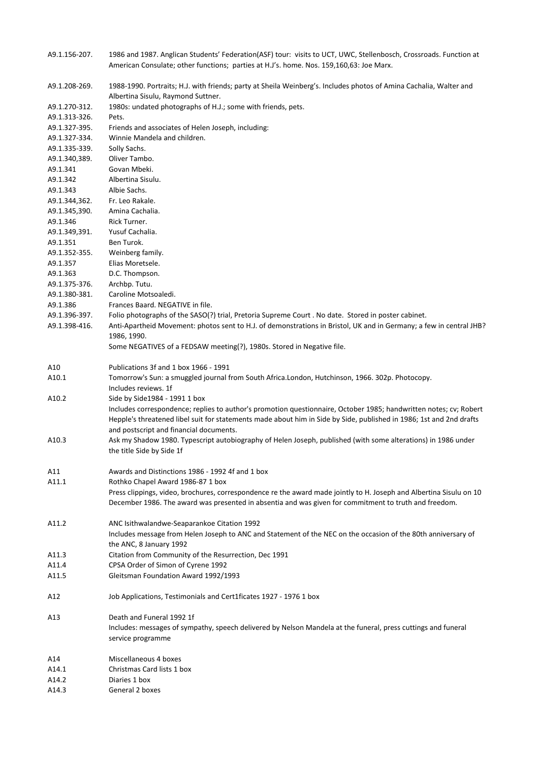| | |
|---|---|
| A9.1.156-207. | 1986 and 1987. Anglican Students' Federation(ASF) tour: visits to UCT, UWC, Stellenbosch, Crossroads. Function at American Consulate; other functions; parties at H.J's. home. Nos. 159,160,63: Joe Marx. |
| A9.1.208-269. | 1988-1990. Portraits; H.J. with friends; party at Sheila Weinberg's. Includes photos of Amina Cachalia, Walter and Albertina Sisulu, Raymond Suttner. |
| A9.1.270-312. | 1980s: undated photographs of H.J.; some with friends, pets. |
| A9.1.313-326. | Pets. |
| A9.1.327-395. | Friends and associates of Helen Joseph, including: |
| A9.1.327-334. | Winnie Mandela and children. |
| A9.1.335-339. | Solly Sachs. |
| A9.1.340,389. | Oliver Tambo. |
| A9.1.341 | Govan Mbeki. |
| A9.1.342 | Albertina Sisulu. |
| A9.1.343 | Albie Sachs. |
| A9.1.344,362. | Fr. Leo Rakale. |
| A9.1.345,390. | Amina Cachalia. |
| A9.1.346 | Rick Turner. |
| A9.1.349,391. | Yusuf Cachalia. |
| A9.1.351 | Ben Turok. |
| A9.1.352-355. | Weinberg family. |
| A9.1.357 | Elias Moretsele. |
| A9.1.363 | D.C. Thompson. |
| A9.1.375-376. | Archbp. Tutu. |
| A9.1.380-381. | Caroline Motsoaledi. |
| A9.1.386 | Frances Baard. NEGATIVE in file. |
| A9.1.396-397. | Folio photographs of the SASO(?) trial, Pretoria Supreme Court . No date. Stored in poster cabinet. |
| A9.1.398-416. | Anti-Apartheid Movement: photos sent to H.J. of demonstrations in Bristol, UK and in Germany; a few in central JHB? 1986, 1990.<br>Some NEGATIVES of a FEDSAW meeting(?), 1980s. Stored in Negative file. |
| A10 | Publications 3f and 1 box 1966 - 1991 |
| A10.1 | Tomorrow's Sun: a smuggled journal from South Africa.London, Hutchinson, 1966. 302p. Photocopy.<br>Includes reviews. 1f |
| A10.2 | Side by Side1984 - 1991 1 box<br>Includes correspondence; replies to author's promotion questionnaire, October 1985; handwritten notes; cv; Robert Hepple's threatened libel suit for statements made about him in Side by Side, published in 1986; 1st and 2nd drafts and postscript and financial documents. |
| A10.3 | Ask my Shadow 1980. Typescript autobiography of Helen Joseph, published (with some alterations) in 1986 under the title Side by Side 1f |
| A11 | Awards and Distinctions 1986 - 1992 4f and 1 box |
| A11.1 | Rothko Chapel Award 1986-87 1 box<br>Press clippings, video, brochures, correspondence re the award made jointly to H. Joseph and Albertina Sisulu on 10 December 1986. The award was presented in absentia and was given for commitment to truth and freedom. |
| A11.2 | ANC Isithwalandwe-Seaparankoe Citation 1992<br>Includes message from Helen Joseph to ANC and Statement of the NEC on the occasion of the 80th anniversary of the ANC, 8 January 1992 |
| A11.3 | Citation from Community of the Resurrection, Dec 1991 |
| A11.4 | CPSA Order of Simon of Cyrene 1992 |
| A11.5 | Gleitsman Foundation Award 1992/1993 |
| A12 | Job Applications, Testimonials and Cert1ficates 1927 - 1976 1 box |
| A13 | Death and Funeral 1992 1f<br>Includes: messages of sympathy, speech delivered by Nelson Mandela at the funeral, press cuttings and funeral service programme |
| A14 | Miscellaneous 4 boxes |
| A14.1 | Christmas Card lists 1 box |
| A14.2 | Diaries 1 box |
| A14.3 | General 2 boxes |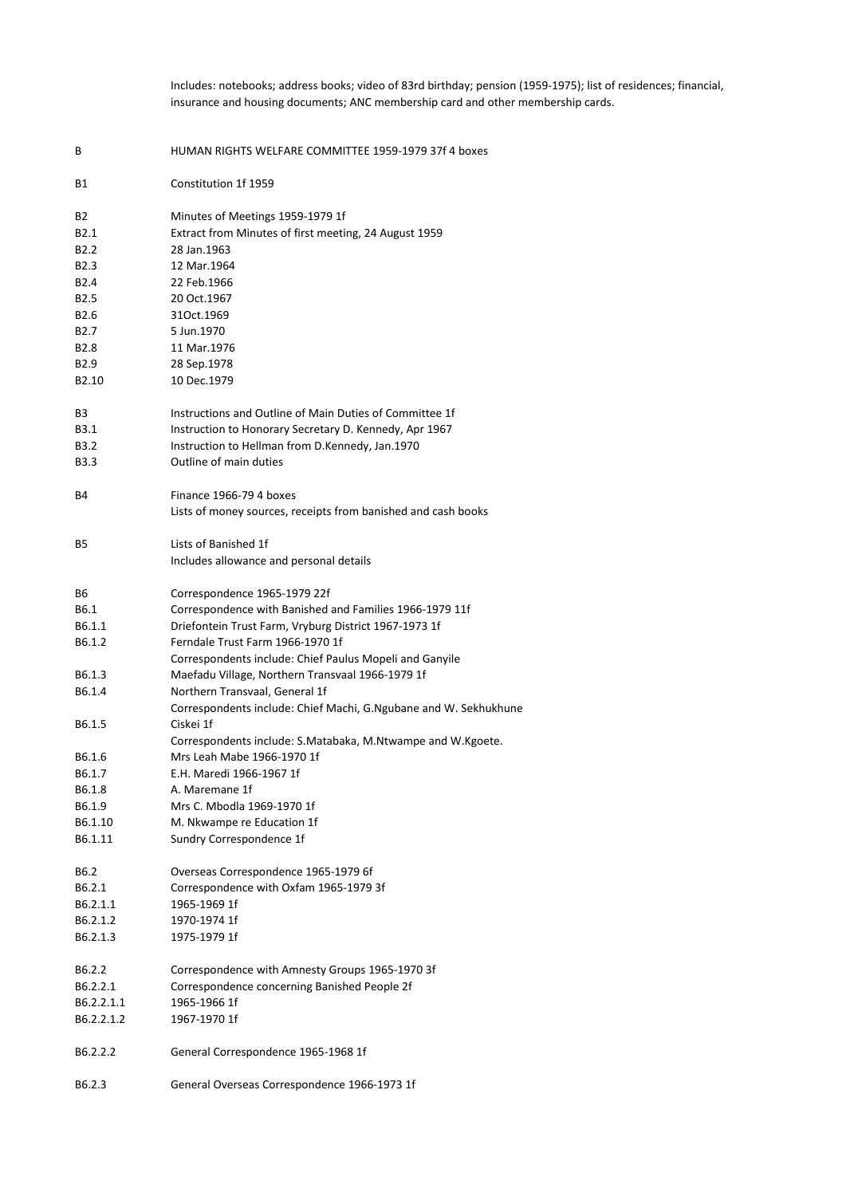Includes: notebooks; address books; video of 83rd birthday; pension (1959-1975); list of residences; financial, insurance and housing documents; ANC membership card and other membership cards.

| | |
|---|---|
| B | HUMAN RIGHTS WELFARE COMMITTEE 1959-1979 37f 4 boxes |
| B1 | Constitution 1f 1959 |
| B2 | Minutes of Meetings 1959-1979 1f |
| B2.1 | Extract from Minutes of first meeting, 24 August 1959 |
| B2.2 | 28 Jan.1963 |
| B2.3 | 12 Mar.1964 |
| B2.4 | 22 Feb.1966 |
| B2.5 | 20 Oct.1967 |
| B2.6 | 31Oct.1969 |
| B2.7 | 5 Jun.1970 |
| B2.8 | 11 Mar.1976 |
| B2.9 | 28 Sep.1978 |
| B2.10 | 10 Dec.1979 |
| B3 | Instructions and Outline of Main Duties of Committee 1f |
| B3.1 | Instruction to Honorary Secretary D. Kennedy, Apr 1967 |
| B3.2 | Instruction to Hellman from D.Kennedy, Jan.1970 |
| B3.3 | Outline of main duties |
| B4 | Finance 1966-79 4 boxes<br>Lists of money sources, receipts from banished and cash books |
| B5 | Lists of Banished 1f<br>Includes allowance and personal details |
| B6 | Correspondence 1965-1979 22f |
| B6.1 | Correspondence with Banished and Families 1966-1979 11f |
| B6.1.1 | Driefontein Trust Farm, Vryburg District 1967-1973 1f |
| B6.1.2 | Ferndale Trust Farm 1966-1970 1f<br>Correspondents include: Chief Paulus Mopeli and Ganyile |
| B6.1.3 | Maefadu Village, Northern Transvaal 1966-1979 1f |
| B6.1.4 | Northern Transvaal, General 1f<br>Correspondents include: Chief Machi, G.Ngubane and W. Sekhukhune |
| B6.1.5 | Ciskei 1f<br>Correspondents include: S.Matabaka, M.Ntwampe and W.Kgoete. |
| B6.1.6 | Mrs Leah Mabe 1966-1970 1f |
| B6.1.7 | E.H. Maredi 1966-1967 1f |
| B6.1.8 | A. Maremane 1f |
| B6.1.9 | Mrs C. Mbodla 1969-1970 1f |
| B6.1.10 | M. Nkwampe re Education 1f |
| B6.1.11 | Sundry Correspondence 1f |
| B6.2 | Overseas Correspondence 1965-1979 6f |
| B6.2.1 | Correspondence with Oxfam 1965-1979 3f |
| B6.2.1.1 | 1965-1969 1f |
| B6.2.1.2 | 1970-1974 1f |
| B6.2.1.3 | 1975-1979 1f |
| B6.2.2 | Correspondence with Amnesty Groups 1965-1970 3f |
| B6.2.2.1 | Correspondence concerning Banished People 2f |
| B6.2.2.1.1 | 1965-1966 1f |
| B6.2.2.1.2 | 1967-1970 1f |
| B6.2.2.2 | General Correspondence 1965-1968 1f |
| B6.2.3 | General Overseas Correspondence 1966-1973 1f |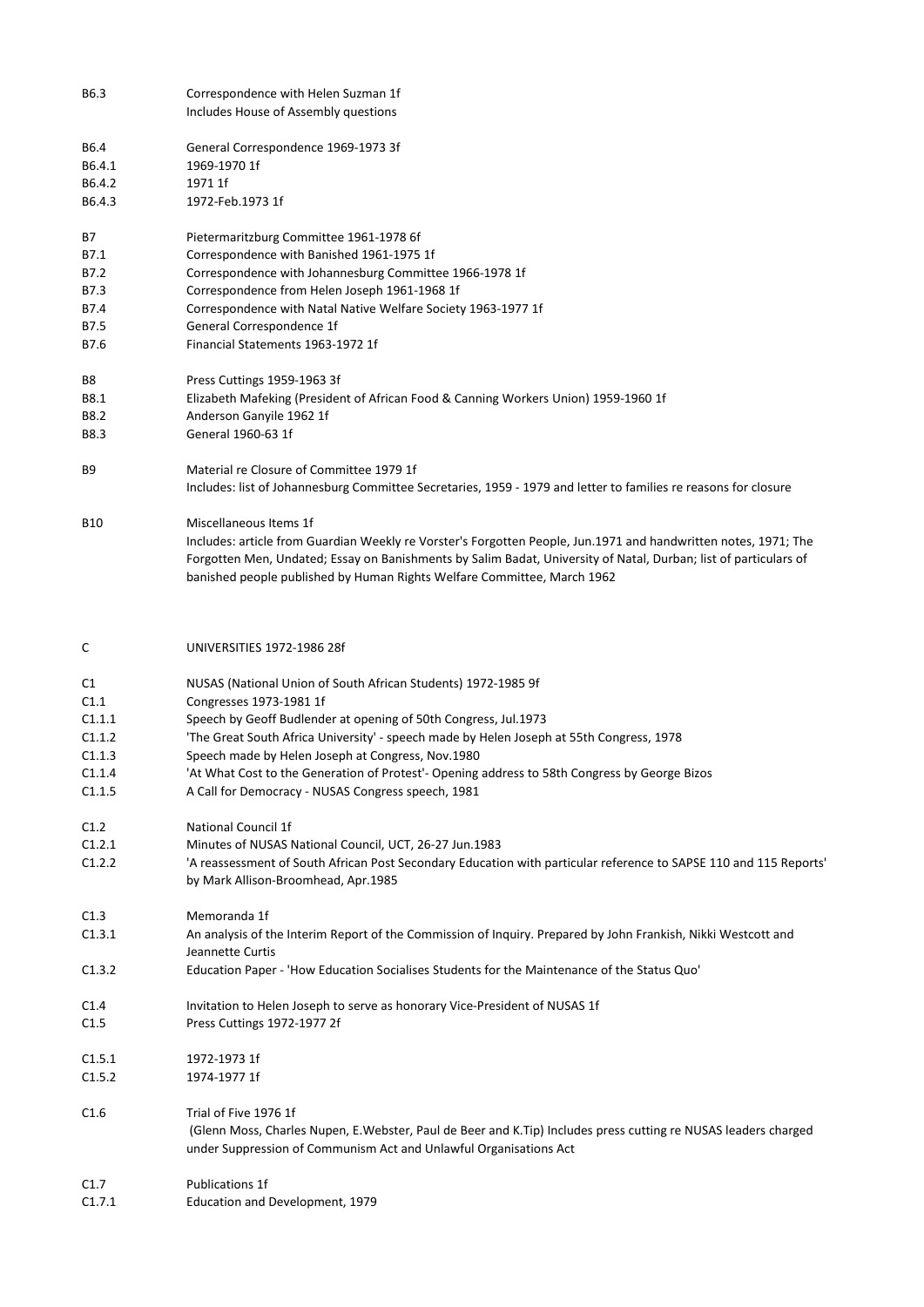| | |
|---|---|
| B6.3 | Correspondence with Helen Suzman 1f<br>Includes House of Assembly questions |
| B6.4 | General Correspondence 1969-1973 3f |
| B6.4.1 | 1969-1970 1f |
| B6.4.2 | 1971 1f |
| B6.4.3 | 1972-Feb.1973 1f |
| B7 | Pietermaritzburg Committee 1961-1978 6f |
| B7.1 | Correspondence with Banished 1961-1975 1f |
| B7.2 | Correspondence with Johannesburg Committee 1966-1978 1f |
| B7.3 | Correspondence from Helen Joseph 1961-1968 1f |
| B7.4 | Correspondence with Natal Native Welfare Society 1963-1977 1f |
| B7.5 | General Correspondence 1f |
| B7.6 | Financial Statements 1963-1972 1f |
| B8 | Press Cuttings 1959-1963 3f |
| B8.1 | Elizabeth Mafeking (President of African Food & Canning Workers Union) 1959-1960 1f |
| B8.2 | Anderson Ganyile 1962 1f |
| B8.3 | General 1960-63 1f |
| B9 | Material re Closure of Committee 1979 1f<br>Includes: list of Johannesburg Committee Secretaries, 1959 - 1979 and letter to families re reasons for closure |
| B10 | Miscellaneous Items 1f<br>Includes: article from Guardian Weekly re Vorster's Forgotten People, Jun.1971 and handwritten notes, 1971; The Forgotten Men, Undated; Essay on Banishments by Salim Badat, University of Natal, Durban; list of particulars of banished people published by Human Rights Welfare Committee, March 1962 |
| C | UNIVERSITIES 1972-1986 28f |
| C1 | NUSAS (National Union of South African Students) 1972-1985 9f |
| C1.1 | Congresses 1973-1981 1f |
| C1.1.1 | Speech by Geoff Budlender at opening of 50th Congress, Jul.1973 |
| C1.1.2 | 'The Great South Africa University' - speech made by Helen Joseph at 55th Congress, 1978 |
| C1.1.3 | Speech made by Helen Joseph at Congress, Nov.1980 |
| C1.1.4 | 'At What Cost to the Generation of Protest'- Opening address to 58th Congress by George Bizos |
| C1.1.5 | A Call for Democracy - NUSAS Congress speech, 1981 |
| C1.2 | National Council 1f |
| C1.2.1 | Minutes of NUSAS National Council, UCT, 26-27 Jun.1983 |
| C1.2.2 | 'A reassessment of South African Post Secondary Education with particular reference to SAPSE 110 and 115 Reports' by Mark Allison-Broomhead, Apr.1985 |
| C1.3 | Memoranda 1f |
| C1.3.1 | An analysis of the Interim Report of the Commission of Inquiry. Prepared by John Frankish, Nikki Westcott and Jeannette Curtis |
| C1.3.2 | Education Paper - 'How Education Socialises Students for the Maintenance of the Status Quo' |
| C1.4 | Invitation to Helen Joseph to serve as honorary Vice-President of NUSAS 1f |
| C1.5 | Press Cuttings 1972-1977 2f |
| C1.5.1 | 1972-1973 1f |
| C1.5.2 | 1974-1977 1f |
| C1.6 | Trial of Five 1976 1f<br>(Glenn Moss, Charles Nupen, E.Webster, Paul de Beer and K.Tip) Includes press cutting re NUSAS leaders charged under Suppression of Communism Act and Unlawful Organisations Act |
| C1.7 | Publications 1f |
| C1.7.1 | Education and Development, 1979 |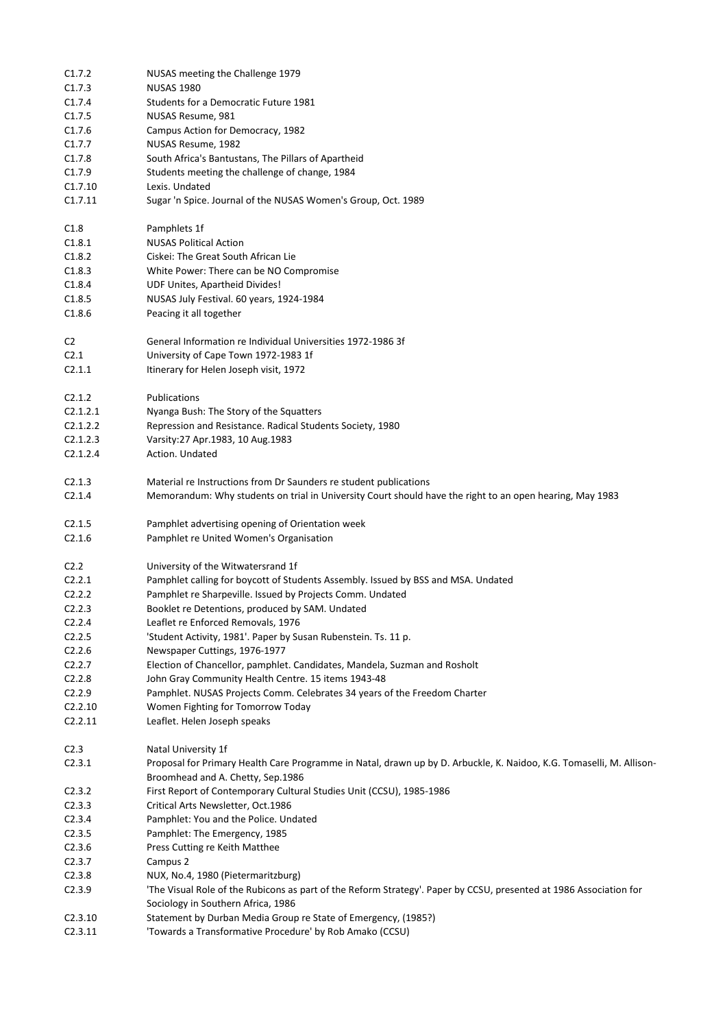C1.7.2 NUSAS meeting the Challenge 1979
C1.7.3 NUSAS 1980
C1.7.4 Students for a Democratic Future 1981
C1.7.5 NUSAS Resume, 981
C1.7.6 Campus Action for Democracy, 1982
C1.7.7 NUSAS Resume, 1982
C1.7.8 South Africa's Bantustans, The Pillars of Apartheid
C1.7.9 Students meeting the challenge of change, 1984
C1.7.10 Lexis. Undated
C1.7.11 Sugar 'n Spice. Journal of the NUSAS Women's Group, Oct. 1989

C1.8 Pamphlets 1f
C1.8.1 NUSAS Political Action
C1.8.2 Ciskei: The Great South African Lie
C1.8.3 White Power: There can be NO Compromise
C1.8.4 UDF Unites, Apartheid Divides!
C1.8.5 NUSAS July Festival. 60 years, 1924-1984
C1.8.6 Peacing it all together

C2 General Information re Individual Universities 1972-1986 3f
C2.1 University of Cape Town 1972-1983 1f
C2.1.1 Itinerary for Helen Joseph visit, 1972

C2.1.2 Publications
C2.1.2.1 Nyanga Bush: The Story of the Squatters
C2.1.2.2 Repression and Resistance. Radical Students Society, 1980
C2.1.2.3 Varsity:27 Apr.1983, 10 Aug.1983
C2.1.2.4 Action. Undated

C2.1.3 Material re Instructions from Dr Saunders re student publications
C2.1.4 Memorandum: Why students on trial in University Court should have the right to an open hearing, May 1983

C2.1.5 Pamphlet advertising opening of Orientation week
C2.1.6 Pamphlet re United Women's Organisation

C2.2 University of the Witwatersrand 1f
C2.2.1 Pamphlet calling for boycott of Students Assembly. Issued by BSS and MSA. Undated
C2.2.2 Pamphlet re Sharpeville. Issued by Projects Comm. Undated
C2.2.3 Booklet re Detentions, produced by SAM. Undated
C2.2.4 Leaflet re Enforced Removals, 1976
C2.2.5 'Student Activity, 1981'. Paper by Susan Rubenstein. Ts. 11 p.
C2.2.6 Newspaper Cuttings, 1976-1977
C2.2.7 Election of Chancellor, pamphlet. Candidates, Mandela, Suzman and Rosholt
C2.2.8 John Gray Community Health Centre. 15 items 1943-48
C2.2.9 Pamphlet. NUSAS Projects Comm. Celebrates 34 years of the Freedom Charter
C2.2.10 Women Fighting for Tomorrow Today
C2.2.11 Leaflet. Helen Joseph speaks

C2.3 Natal University 1f
C2.3.1 Proposal for Primary Health Care Programme in Natal, drawn up by D. Arbuckle, K. Naidoo, K.G. Tomaselli, M. Allison-Broomhead and A. Chetty, Sep.1986
C2.3.2 First Report of Contemporary Cultural Studies Unit (CCSU), 1985-1986
C2.3.3 Critical Arts Newsletter, Oct.1986
C2.3.4 Pamphlet: You and the Police. Undated
C2.3.5 Pamphlet: The Emergency, 1985
C2.3.6 Press Cutting re Keith Matthee
C2.3.7 Campus 2
C2.3.8 NUX, No.4, 1980 (Pietermaritzburg)
C2.3.9 'The Visual Role of the Rubicons as part of the Reform Strategy'. Paper by CCSU, presented at 1986 Association for Sociology in Southern Africa, 1986
C2.3.10 Statement by Durban Media Group re State of Emergency, (1985?)
C2.3.11 'Towards a Transformative Procedure' by Rob Amako (CCSU)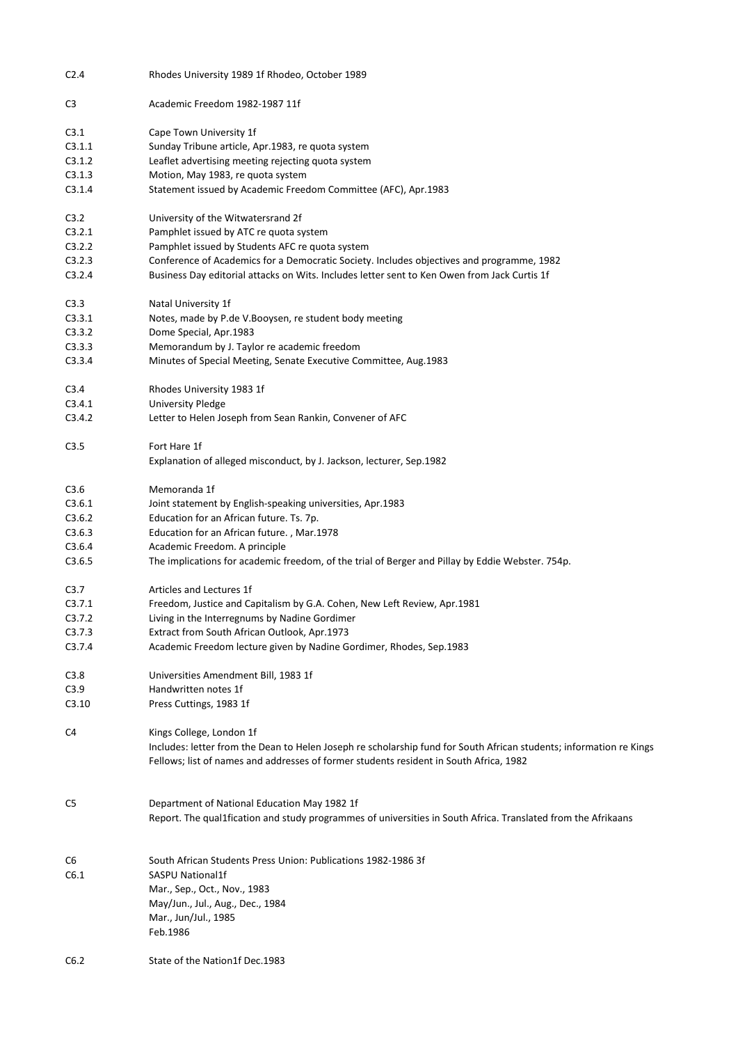| | |
|---|---|
| C2.4 | Rhodes University 1989 1f Rhodeo, October 1989 |
| C3 | Academic Freedom 1982-1987 11f |
| C3.1 | Cape Town University 1f |
| C3.1.1 | Sunday Tribune article, Apr.1983, re quota system |
| C3.1.2 | Leaflet advertising meeting rejecting quota system |
| C3.1.3 | Motion, May 1983, re quota system |
| C3.1.4 | Statement issued by Academic Freedom Committee (AFC), Apr.1983 |
| C3.2 | University of the Witwatersrand 2f |
| C3.2.1 | Pamphlet issued by ATC re quota system |
| C3.2.2 | Pamphlet issued by Students AFC re quota system |
| C3.2.3 | Conference of Academics for a Democratic Society. Includes objectives and programme, 1982 |
| C3.2.4 | Business Day editorial attacks on Wits. Includes letter sent to Ken Owen from Jack Curtis 1f |
| C3.3 | Natal University 1f |
| C3.3.1 | Notes, made by P.de V.Booysen, re student body meeting |
| C3.3.2 | Dome Special, Apr.1983 |
| C3.3.3 | Memorandum by J. Taylor re academic freedom |
| C3.3.4 | Minutes of Special Meeting, Senate Executive Committee, Aug.1983 |
| C3.4 | Rhodes University 1983 1f |
| C3.4.1 | University Pledge |
| C3.4.2 | Letter to Helen Joseph from Sean Rankin, Convener of AFC |
| C3.5 | Fort Hare 1f |
| | Explanation of alleged misconduct, by J. Jackson, lecturer, Sep.1982 |
| C3.6 | Memoranda 1f |
| C3.6.1 | Joint statement by English-speaking universities, Apr.1983 |
| C3.6.2 | Education for an African future. Ts. 7p. |
| C3.6.3 | Education for an African future. , Mar.1978 |
| C3.6.4 | Academic Freedom. A principle |
| C3.6.5 | The implications for academic freedom, of the trial of Berger and Pillay by Eddie Webster. 754p. |
| C3.7 | Articles and Lectures 1f |
| C3.7.1 | Freedom, Justice and Capitalism by G.A. Cohen, New Left Review, Apr.1981 |
| C3.7.2 | Living in the Interregnums by Nadine Gordimer |
| C3.7.3 | Extract from South African Outlook, Apr.1973 |
| C3.7.4 | Academic Freedom lecture given by Nadine Gordimer, Rhodes, Sep.1983 |
| C3.8 | Universities Amendment Bill, 1983 1f |
| C3.9 | Handwritten notes 1f |
| C3.10 | Press Cuttings, 1983 1f |
| C4 | Kings College, London 1f |
| | Includes: letter from the Dean to Helen Joseph re scholarship fund for South African students; information re Kings Fellows; list of names and addresses of former students resident in South Africa, 1982 |
| C5 | Department of National Education May 1982 1f |
| | Report. The qual1fication and study programmes of universities in South Africa. Translated from the Afrikaans |
| C6 | South African Students Press Union: Publications 1982-1986 3f |
| C6.1 | SASPU National1f |
| | Mar., Sep., Oct., Nov., 1983 |
| | May/Jun., Jul., Aug., Dec., 1984 |
| | Mar., Jun/Jul., 1985 |
| | Feb.1986 |
| C6.2 | State of the Nation1f Dec.1983 |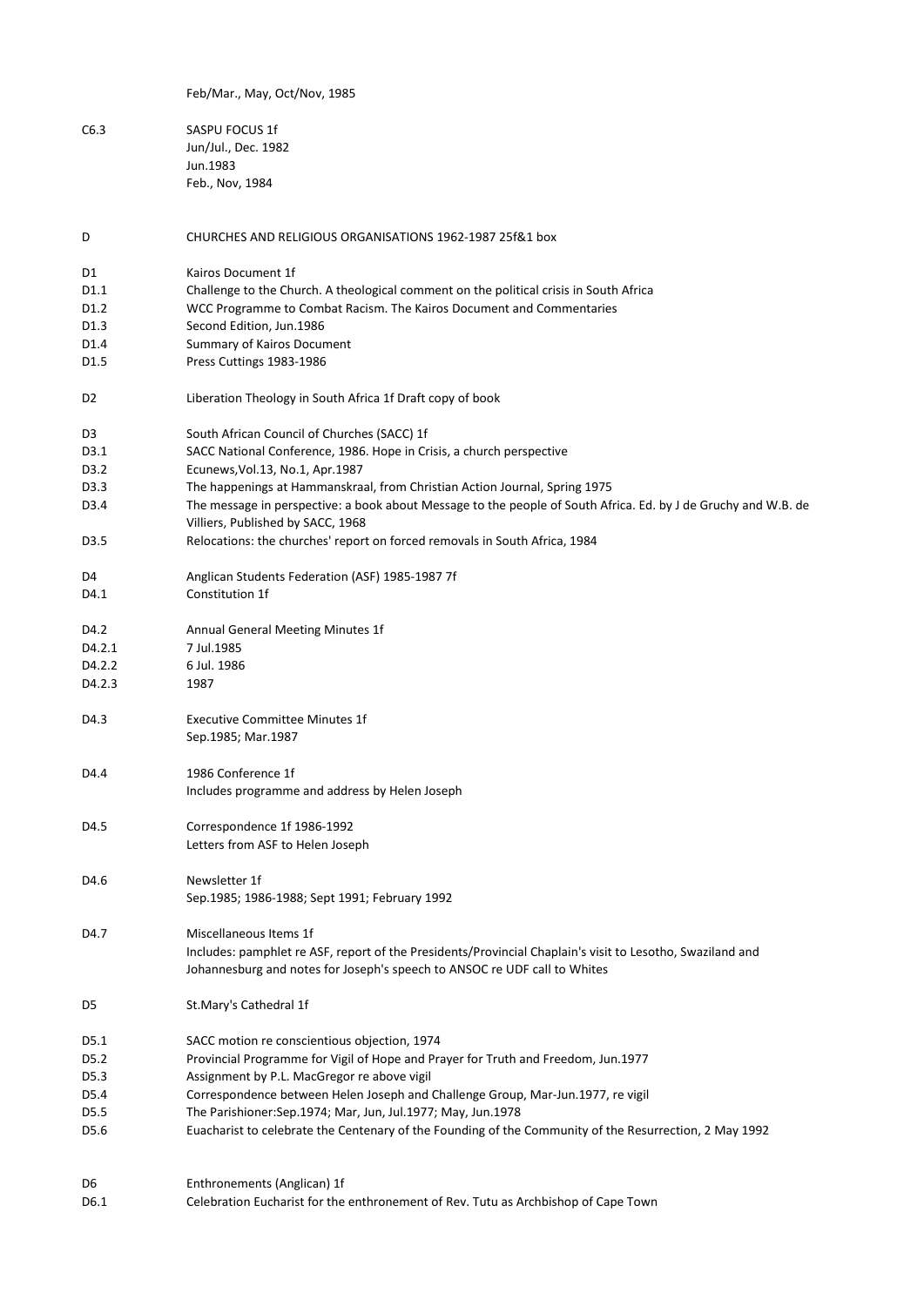| | |
|---|---|
| | Feb/Mar., May, Oct/Nov, 1985 |
| C6.3 | SASPU FOCUS 1f<br>Jun/Jul., Dec. 1982<br>Jun.1983<br>Feb., Nov, 1984 |
| D | CHURCHES AND RELIGIOUS ORGANISATIONS 1962-1987 25f&1 box |
| D1 | Kairos Document 1f |
| D1.1 | Challenge to the Church. A theological comment on the political crisis in South Africa |
| D1.2 | WCC Programme to Combat Racism. The Kairos Document and Commentaries |
| D1.3 | Second Edition, Jun.1986 |
| D1.4 | Summary of Kairos Document |
| D1.5 | Press Cuttings 1983-1986 |
| D2 | Liberation Theology in South Africa 1f Draft copy of book |
| D3 | South African Council of Churches (SACC) 1f |
| D3.1 | SACC National Conference, 1986. Hope in Crisis, a church perspective |
| D3.2 | Ecunews,Vol.13, No.1, Apr.1987 |
| D3.3 | The happenings at Hammanskraal, from Christian Action Journal, Spring 1975 |
| D3.4 | The message in perspective: a book about Message to the people of South Africa. Ed. by J de Gruchy and W.B. de Villiers, Published by SACC, 1968 |
| D3.5 | Relocations: the churches' report on forced removals in South Africa, 1984 |
| D4 | Anglican Students Federation (ASF) 1985-1987 7f |
| D4.1 | Constitution 1f |
| D4.2 | Annual General Meeting Minutes 1f |
| D4.2.1 | 7 Jul.1985 |
| D4.2.2 | 6 Jul. 1986 |
| D4.2.3 | 1987 |
| D4.3 | Executive Committee Minutes 1f<br>Sep.1985; Mar.1987 |
| D4.4 | 1986 Conference 1f<br>Includes programme and address by Helen Joseph |
| D4.5 | Correspondence 1f 1986-1992<br>Letters from ASF to Helen Joseph |
| D4.6 | Newsletter 1f<br>Sep.1985; 1986-1988; Sept 1991; February 1992 |
| D4.7 | Miscellaneous Items 1f<br>Includes: pamphlet re ASF, report of the Presidents/Provincial Chaplain's visit to Lesotho, Swaziland and Johannesburg and notes for Joseph's speech to ANSOC re UDF call to Whites |
| D5 | St.Mary's Cathedral 1f |
| D5.1 | SACC motion re conscientious objection, 1974 |
| D5.2 | Provincial Programme for Vigil of Hope and Prayer for Truth and Freedom, Jun.1977 |
| D5.3 | Assignment by P.L. MacGregor re above vigil |
| D5.4 | Correspondence between Helen Joseph and Challenge Group, Mar-Jun.1977, re vigil |
| D5.5 | The Parishioner:Sep.1974; Mar, Jun, Jul.1977; May, Jun.1978 |
| D5.6 | Euacharist to celebrate the Centenary of the Founding of the Community of the Resurrection, 2 May 1992 |
| D6 | Enthronements (Anglican) 1f |
| D6.1 | Celebration Eucharist for the enthronement of Rev. Tutu as Archbishop of Cape Town |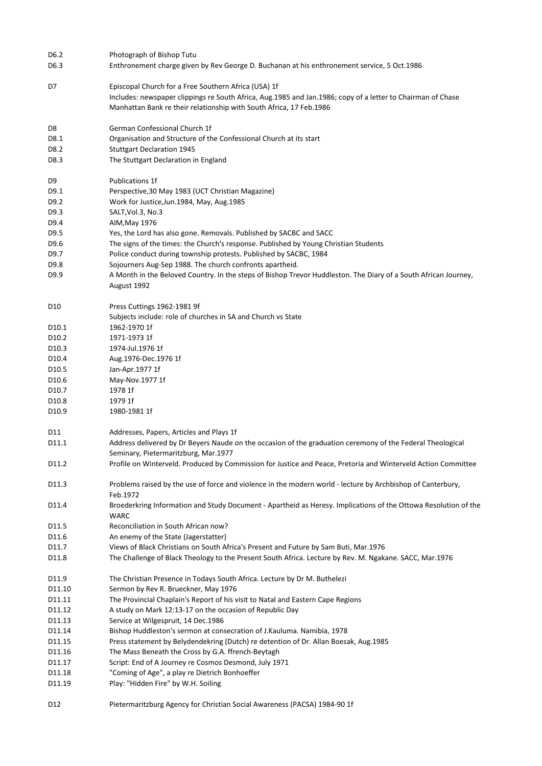| | |
|---|---|
| D6.2 | Photograph of Bishop Tutu |
| D6.3 | Enthronement charge given by Rev George D. Buchanan at his enthronement service, 5 Oct.1986 |
| | |
| D7 | Episcopal Church for a Free Southern Africa (USA) 1f |
| | Includes: newspaper clippings re South Africa, Aug.1985 and Jan.1986; copy of a letter to Chairman of Chase Manhattan Bank re their relationship with South Africa, 17 Feb.1986 |
| | |
| D8 | German Confessional Church 1f |
| D8.1 | Organisation and Structure of the Confessional Church at its start |
| D8.2 | Stuttgart Declaration 1945 |
| D8.3 | The Stuttgart Declaration in England |
| | |
| D9 | Publications 1f |
| D9.1 | Perspective,30 May 1983 (UCT Christian Magazine) |
| D9.2 | Work for Justice,Jun.1984, May, Aug.1985 |
| D9.3 | SALT,Vol.3, No.3 |
| D9.4 | AIM,May 1976 |
| D9.5 | Yes, the Lord has also gone. Removals. Published by SACBC and SACC |
| D9.6 | The signs of the times: the Church's response. Published by Young Christian Students |
| D9.7 | Police conduct during township protests. Published by SACBC, 1984 |
| D9.8 | Sojourners Aug-Sep 1988. The church confronts apartheid. |
| D9.9 | A Month in the Beloved Country. In the steps of Bishop Trevor Huddleston. The Diary of a South African Journey, August 1992 |
| | |
| D10 | Press Cuttings 1962-1981 9f |
| | Subjects include: role of churches in SA and Church vs State |
| D10.1 | 1962-1970 1f |
| D10.2 | 1971-1973 1f |
| D10.3 | 1974-Jul.1976 1f |
| D10.4 | Aug.1976-Dec.1976 1f |
| D10.5 | Jan-Apr.1977 1f |
| D10.6 | May-Nov.1977 1f |
| D10.7 | 1978 1f |
| D10.8 | 1979 1f |
| D10.9 | 1980-1981 1f |
| | |
| D11 | Addresses, Papers, Articles and Plays 1f |
| D11.1 | Address delivered by Dr Beyers Naude on the occasion of the graduation ceremony of the Federal Theological Seminary, Pietermaritzburg, Mar.1977 |
| D11.2 | Profile on Winterveld. Produced by Commission for Justice and Peace, Pretoria and Winterveld Action Committee |
| D11.3 | Problems raised by the use of force and violence in the modern world - lecture by Archbishop of Canterbury, Feb.1972 |
| D11.4 | Broederkring Information and Study Document - Apartheid as Heresy. Implications of the Ottowa Resolution of the WARC |
| D11.5 | Reconciliation in South African now? |
| D11.6 | An enemy of the State (Jagerstatter) |
| D11.7 | Views of Black Christians on South Africa's Present and Future by Sam Buti, Mar.1976 |
| D11.8 | The Challenge of Black Theology to the Present South Africa. Lecture by Rev. M. Ngakane. SACC, Mar.1976 |
| D11.9 | The Christian Presence in Todays South Africa. Lecture by Dr M. Buthelezi |
| D11.10 | Sermon by Rev R. Brueckner, May 1976 |
| D11.11 | The Provincial Chaplain's Report of his visit to Natal and Eastern Cape Regions |
| D11.12 | A study on Mark 12:13-17 on the occasion of Republic Day |
| D11.13 | Service at Wilgespruit, 14 Dec.1986 |
| D11.14 | Bishop Huddleston's sermon at consecration of J.Kauluma. Namibia, 1978 |
| D11.15 | Press statement by Belydendekring (Dutch) re detention of Dr. Allan Boesak, Aug.1985 |
| D11.16 | The Mass Beneath the Cross by G.A. ffrench-Beytagh |
| D11.17 | Script: End of A Journey re Cosmos Desmond, July 1971 |
| D11.18 | "Coming of Age", a play re Dietrich Bonhoeffer |
| D11.19 | Play: "Hidden Fire" by W.H. Soiling |
| | |
| D12 | Pietermaritzburg Agency for Christian Social Awareness (PACSA) 1984-90 1f |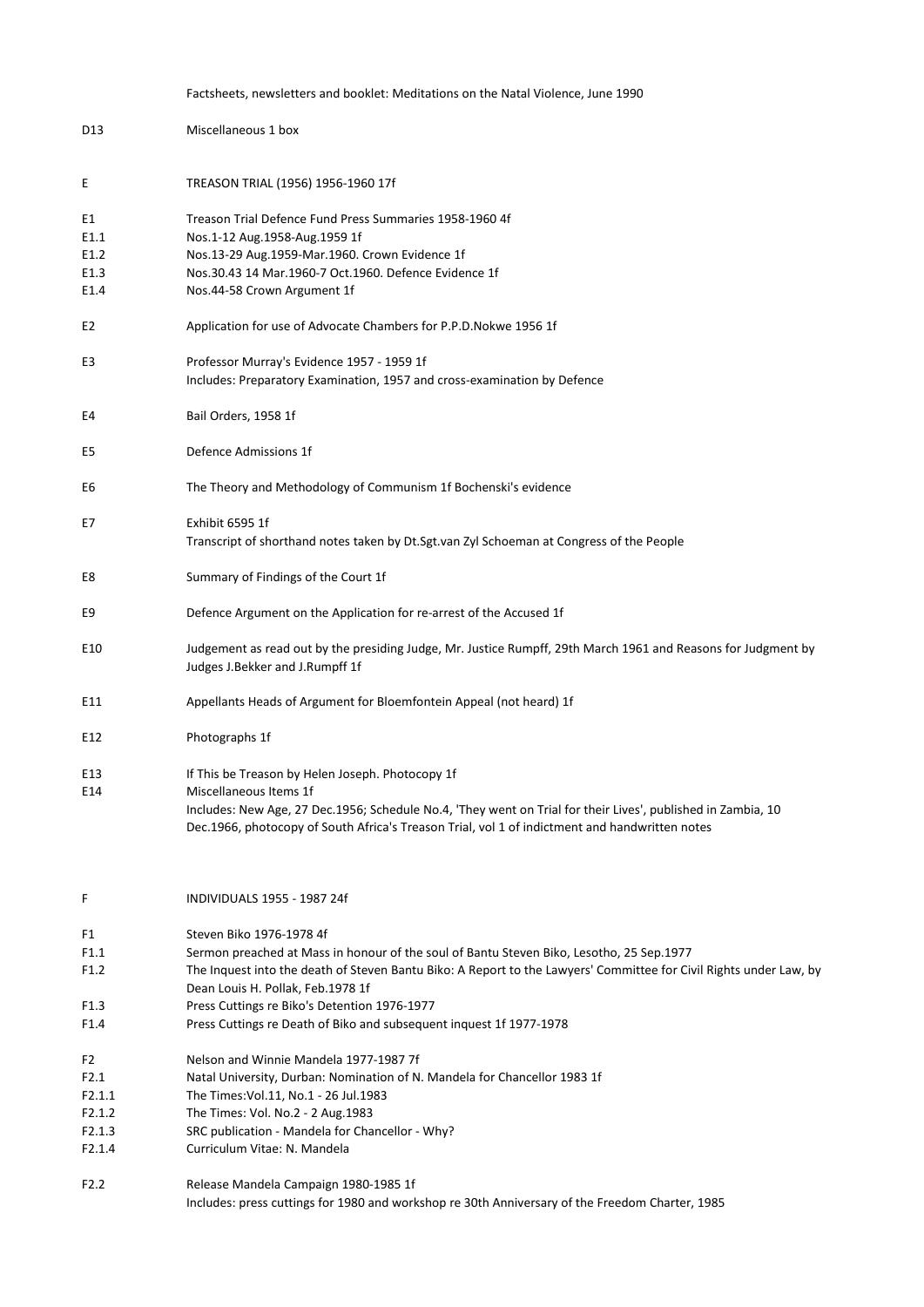| | |
|---|---|
| | Factsheets, newsletters and booklet: Meditations on the Natal Violence, June 1990 |
| D13 | Miscellaneous 1 box |
| E | TREASON TRIAL (1956) 1956-1960 17f |
| E1 | Treason Trial Defence Fund Press Summaries 1958-1960 4f |
| E1.1 | Nos.1-12 Aug.1958-Aug.1959 1f |
| E1.2 | Nos.13-29 Aug.1959-Mar.1960. Crown Evidence 1f |
| E1.3 | Nos.30.43 14 Mar.1960-7 Oct.1960. Defence Evidence 1f |
| E1.4 | Nos.44-58 Crown Argument 1f |
| E2 | Application for use of Advocate Chambers for P.P.D.Nokwe 1956 1f |
| E3 | Professor Murray's Evidence 1957 - 1959 1f<br>Includes: Preparatory Examination, 1957 and cross-examination by Defence |
| E4 | Bail Orders, 1958 1f |
| E5 | Defence Admissions 1f |
| E6 | The Theory and Methodology of Communism 1f Bochenski's evidence |
| E7 | Exhibit 6595 1f<br>Transcript of shorthand notes taken by Dt.Sgt.van Zyl Schoeman at Congress of the People |
| E8 | Summary of Findings of the Court 1f |
| E9 | Defence Argument on the Application for re-arrest of the Accused 1f |
| E10 | Judgement as read out by the presiding Judge, Mr. Justice Rumpff, 29th March 1961 and Reasons for Judgment by Judges J.Bekker and J.Rumpff 1f |
| E11 | Appellants Heads of Argument for Bloemfontein Appeal (not heard) 1f |
| E12 | Photographs 1f |
| E13 | If This be Treason by Helen Joseph. Photocopy 1f |
| E14 | Miscellaneous Items 1f<br>Includes: New Age, 27 Dec.1956; Schedule No.4, 'They went on Trial for their Lives', published in Zambia, 10 Dec.1966, photocopy of South Africa's Treason Trial, vol 1 of indictment and handwritten notes |
| F | INDIVIDUALS 1955 - 1987 24f |
| F1 | Steven Biko 1976-1978 4f |
| F1.1 | Sermon preached at Mass in honour of the soul of Bantu Steven Biko, Lesotho, 25 Sep.1977 |
| F1.2 | The Inquest into the death of Steven Bantu Biko: A Report to the Lawyers' Committee for Civil Rights under Law, by Dean Louis H. Pollak, Feb.1978 1f |
| F1.3 | Press Cuttings re Biko's Detention 1976-1977 |
| F1.4 | Press Cuttings re Death of Biko and subsequent inquest 1f 1977-1978 |
| F2 | Nelson and Winnie Mandela 1977-1987 7f |
| F2.1 | Natal University, Durban: Nomination of N. Mandela for Chancellor 1983 1f |
| F2.1.1 | The Times:Vol.11, No.1 - 26 Jul.1983 |
| F2.1.2 | The Times: Vol. No.2 - 2 Aug.1983 |
| F2.1.3 | SRC publication - Mandela for Chancellor - Why? |
| F2.1.4 | Curriculum Vitae: N. Mandela |
| F2.2 | Release Mandela Campaign 1980-1985 1f<br>Includes: press cuttings for 1980 and workshop re 30th Anniversary of the Freedom Charter, 1985 |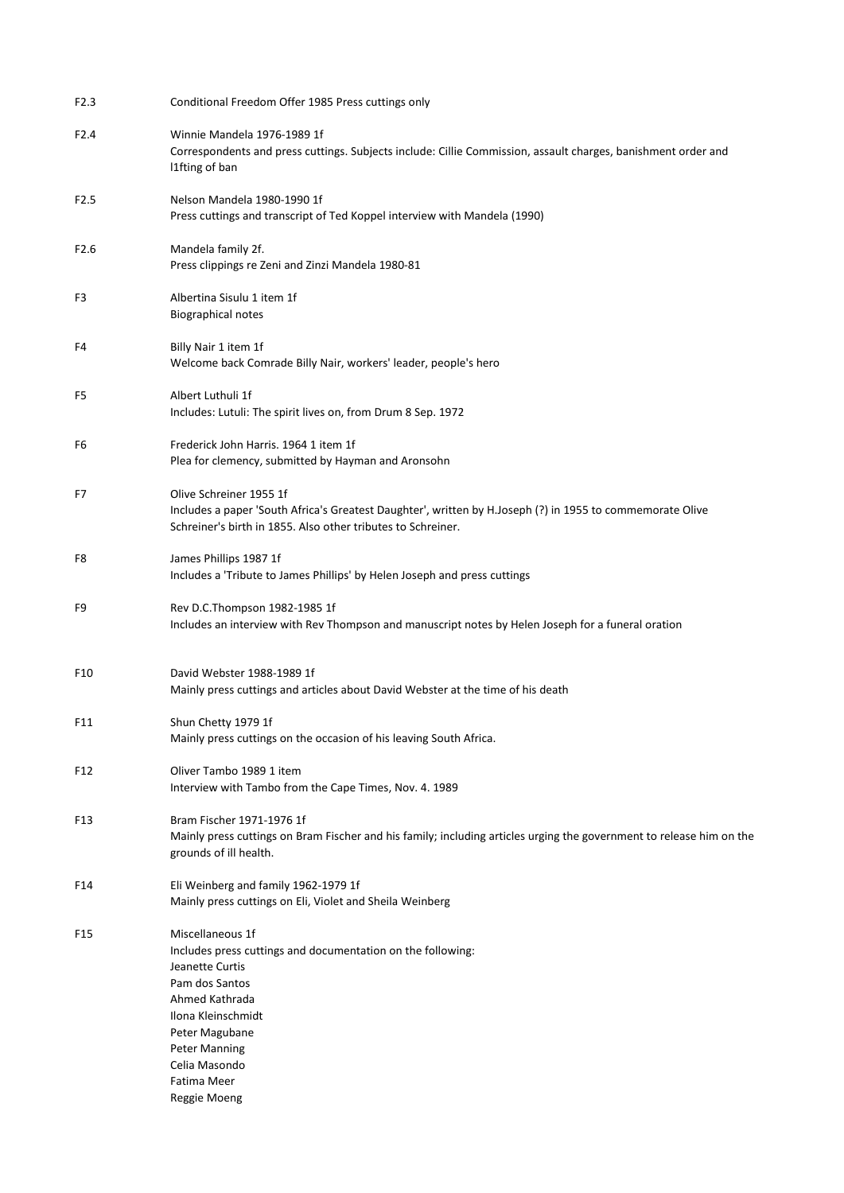F2.3 Conditional Freedom Offer 1985 Press cuttings only

F2.4 Winnie Mandela 1976-1989 1f
Correspondents and press cuttings. Subjects include: Cillie Commission, assault charges, banishment order and l1fting of ban

F2.5 Nelson Mandela 1980-1990 1f
Press cuttings and transcript of Ted Koppel interview with Mandela (1990)

F2.6 Mandela family 2f.
Press clippings re Zeni and Zinzi Mandela 1980-81

F3 Albertina Sisulu 1 item 1f
Biographical notes

F4 Billy Nair 1 item 1f
Welcome back Comrade Billy Nair, workers' leader, people's hero

F5 Albert Luthuli 1f
Includes: Lutuli: The spirit lives on, from Drum 8 Sep. 1972

F6 Frederick John Harris. 1964 1 item 1f
Plea for clemency, submitted by Hayman and Aronsohn

F7 Olive Schreiner 1955 1f
Includes a paper 'South Africa's Greatest Daughter', written by H.Joseph (?) in 1955 to commemorate Olive Schreiner's birth in 1855. Also other tributes to Schreiner.

F8 James Phillips 1987 1f
Includes a 'Tribute to James Phillips' by Helen Joseph and press cuttings

F9 Rev D.C.Thompson 1982-1985 1f
Includes an interview with Rev Thompson and manuscript notes by Helen Joseph for a funeral oration

F10 David Webster 1988-1989 1f
Mainly press cuttings and articles about David Webster at the time of his death

F11 Shun Chetty 1979 1f
Mainly press cuttings on the occasion of his leaving South Africa.

F12 Oliver Tambo 1989 1 item
Interview with Tambo from the Cape Times, Nov. 4. 1989

F13 Bram Fischer 1971-1976 1f
Mainly press cuttings on Bram Fischer and his family; including articles urging the government to release him on the grounds of ill health.

F14 Eli Weinberg and family 1962-1979 1f
Mainly press cuttings on Eli, Violet and Sheila Weinberg

F15 Miscellaneous 1f
Includes press cuttings and documentation on the following:
Jeanette Curtis
Pam dos Santos
Ahmed Kathrada
Ilona Kleinschmidt
Peter Magubane
Peter Manning
Celia Masondo
Fatima Meer
Reggie Moeng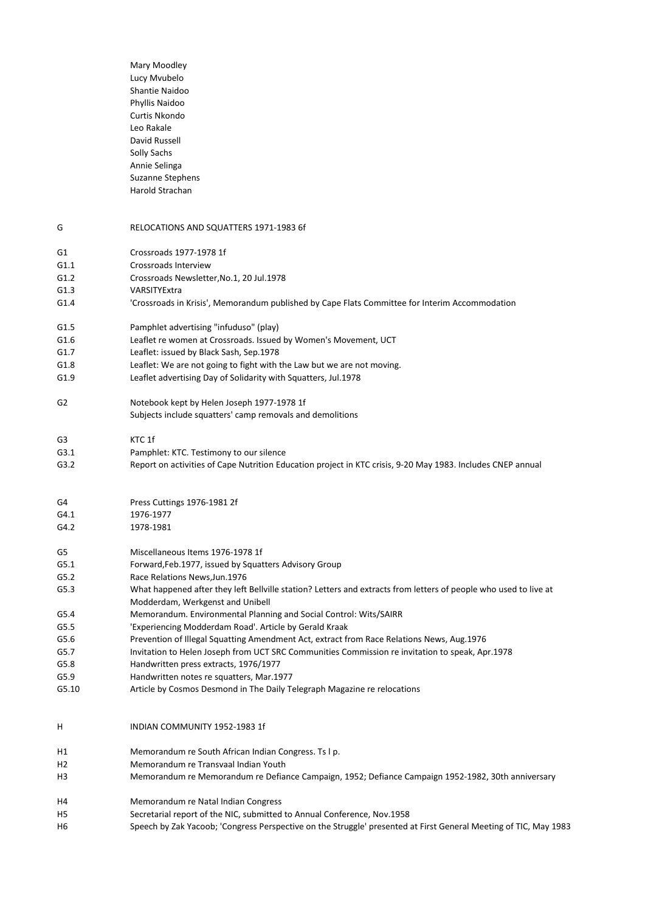Mary Moodley
Lucy Mvubelo
Shantie Naidoo
Phyllis Naidoo
Curtis Nkondo
Leo Rakale
David Russell
Solly Sachs
Annie Selinga
Suzanne Stephens
Harold Strachan

| | |
|---|---|
| G | RELOCATIONS AND SQUATTERS 1971-1983 6f |
| G1 | Crossroads 1977-1978 1f |
| G1.1 | Crossroads Interview |
| G1.2 | Crossroads Newsletter,No.1, 20 Jul.1978 |
| G1.3 | VARSITYExtra |
| G1.4 | 'Crossroads in Krisis', Memorandum published by Cape Flats Committee for Interim Accommodation |
| G1.5 | Pamphlet advertising "infuduso" (play) |
| G1.6 | Leaflet re women at Crossroads. Issued by Women's Movement, UCT |
| G1.7 | Leaflet: issued by Black Sash, Sep.1978 |
| G1.8 | Leaflet: We are not going to fight with the Law but we are not moving. |
| G1.9 | Leaflet advertising Day of Solidarity with Squatters, Jul.1978 |
| G2 | Notebook kept by Helen Joseph 1977-1978 1f<br>Subjects include squatters' camp removals and demolitions |
| G3 | KTC 1f |
| G3.1 | Pamphlet: KTC. Testimony to our silence |
| G3.2 | Report on activities of Cape Nutrition Education project in KTC crisis, 9-20 May 1983. Includes CNEP annual |
| G4 | Press Cuttings 1976-1981 2f |
| G4.1 | 1976-1977 |
| G4.2 | 1978-1981 |
| G5 | Miscellaneous Items 1976-1978 1f |
| G5.1 | Forward,Feb.1977, issued by Squatters Advisory Group |
| G5.2 | Race Relations News,Jun.1976 |
| G5.3 | What happened after they left Bellville station? Letters and extracts from letters of people who used to live at Modderdam, Werkgenst and Unibell |
| G5.4 | Memorandum. Environmental Planning and Social Control: Wits/SAIRR |
| G5.5 | 'Experiencing Modderdam Road'. Article by Gerald Kraak |
| G5.6 | Prevention of Illegal Squatting Amendment Act, extract from Race Relations News, Aug.1976 |
| G5.7 | Invitation to Helen Joseph from UCT SRC Communities Commission re invitation to speak, Apr.1978 |
| G5.8 | Handwritten press extracts, 1976/1977 |
| G5.9 | Handwritten notes re squatters, Mar.1977 |
| G5.10 | Article by Cosmos Desmond in The Daily Telegraph Magazine re relocations |
| H | INDIAN COMMUNITY 1952-1983 1f |
| H1 | Memorandum re South African Indian Congress. Ts l p. |
| H2 | Memorandum re Transvaal Indian Youth |
| H3 | Memorandum re Memorandum re Defiance Campaign, 1952; Defiance Campaign 1952-1982, 30th anniversary |
| H4 | Memorandum re Natal Indian Congress |
| H5 | Secretarial report of the NIC, submitted to Annual Conference, Nov.1958 |
| H6 | Speech by Zak Yacoob; 'Congress Perspective on the Struggle' presented at First General Meeting of TIC, May 1983 |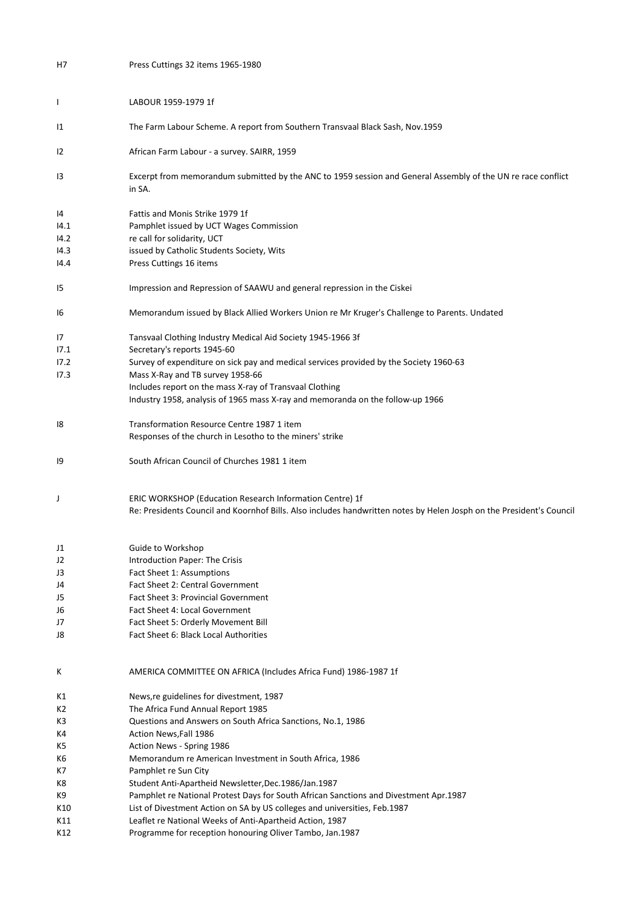| | |
|---|---|
| H7 | Press Cuttings 32 items 1965-1980 |
| I | LABOUR 1959-1979 1f |
| I1 | The Farm Labour Scheme. A report from Southern Transvaal Black Sash, Nov.1959 |
| I2 | African Farm Labour - a survey. SAIRR, 1959 |
| I3 | Excerpt from memorandum submitted by the ANC to 1959 session and General Assembly of the UN re race conflict in SA. |
| I4 | Fattis and Monis Strike 1979 1f |
| I4.1 | Pamphlet issued by UCT Wages Commission |
| I4.2 | re call for solidarity, UCT |
| I4.3 | issued by Catholic Students Society, Wits |
| I4.4 | Press Cuttings 16 items |
| I5 | Impression and Repression of SAAWU and general repression in the Ciskei |
| I6 | Memorandum issued by Black Allied Workers Union re Mr Kruger's Challenge to Parents. Undated |
| I7 | Tansvaal Clothing Industry Medical Aid Society 1945-1966 3f |
| I7.1 | Secretary's reports 1945-60 |
| I7.2 | Survey of expenditure on sick pay and medical services provided by the Society 1960-63 |
| I7.3 | Mass X-Ray and TB survey 1958-66<br>Includes report on the mass X-ray of Transvaal Clothing<br>Industry 1958, analysis of 1965 mass X-ray and memoranda on the follow-up 1966 |
| I8 | Transformation Resource Centre 1987 1 item<br>Responses of the church in Lesotho to the miners' strike |
| I9 | South African Council of Churches 1981 1 item |
| J | ERIC WORKSHOP (Education Research Information Centre) 1f<br>Re: Presidents Council and Koornhof Bills. Also includes handwritten notes by Helen Josph on the President's Council |
| J1 | Guide to Workshop |
| J2 | Introduction Paper: The Crisis |
| J3 | Fact Sheet 1: Assumptions |
| J4 | Fact Sheet 2: Central Government |
| J5 | Fact Sheet 3: Provincial Government |
| J6 | Fact Sheet 4: Local Government |
| J7 | Fact Sheet 5: Orderly Movement Bill |
| J8 | Fact Sheet 6: Black Local Authorities |
| K | AMERICA COMMITTEE ON AFRICA (Includes Africa Fund) 1986-1987 1f |
| K1 | News,re guidelines for divestment, 1987 |
| K2 | The Africa Fund Annual Report 1985 |
| K3 | Questions and Answers on South Africa Sanctions, No.1, 1986 |
| K4 | Action News,Fall 1986 |
| K5 | Action News - Spring 1986 |
| K6 | Memorandum re American Investment in South Africa, 1986 |
| K7 | Pamphlet re Sun City |
| K8 | Student Anti-Apartheid Newsletter,Dec.1986/Jan.1987 |
| K9 | Pamphlet re National Protest Days for South African Sanctions and Divestment Apr.1987 |
| K10 | List of Divestment Action on SA by US colleges and universities, Feb.1987 |
| K11 | Leaflet re National Weeks of Anti-Apartheid Action, 1987 |
| K12 | Programme for reception honouring Oliver Tambo, Jan.1987 |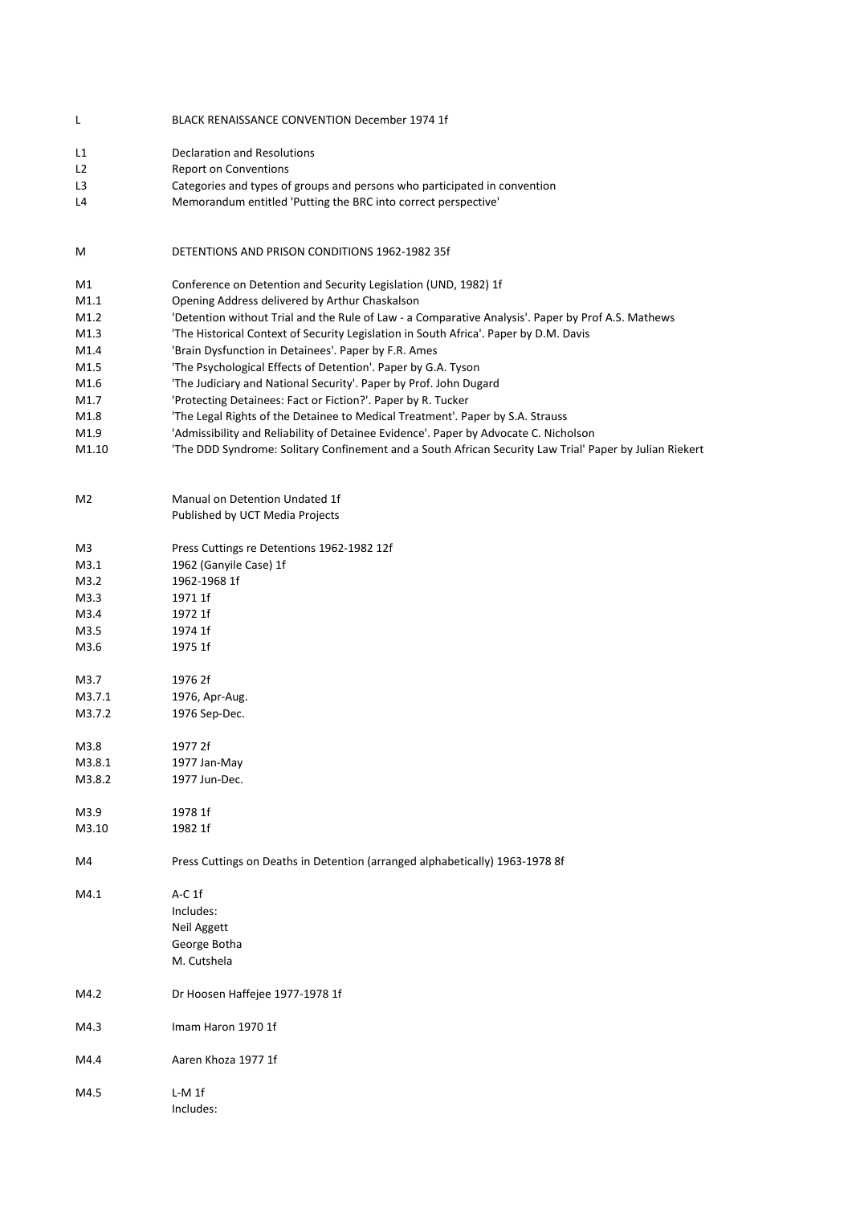| | |
|---|---|
| L | BLACK RENAISSANCE CONVENTION December 1974 1f |
| L1 | Declaration and Resolutions |
| L2 | Report on Conventions |
| L3 | Categories and types of groups and persons who participated in convention |
| L4 | Memorandum entitled 'Putting the BRC into correct perspective' |
| | |
| M | DETENTIONS AND PRISON CONDITIONS 1962-1982 35f |
| M1 | Conference on Detention and Security Legislation (UND, 1982) 1f |
| M1.1 | Opening Address delivered by Arthur Chaskalson |
| M1.2 | 'Detention without Trial and the Rule of Law - a Comparative Analysis'. Paper by Prof A.S. Mathews |
| M1.3 | 'The Historical Context of Security Legislation in South Africa'. Paper by D.M. Davis |
| M1.4 | 'Brain Dysfunction in Detainees'. Paper by F.R. Ames |
| M1.5 | 'The Psychological Effects of Detention'. Paper by G.A. Tyson |
| M1.6 | 'The Judiciary and National Security'. Paper by Prof. John Dugard |
| M1.7 | 'Protecting Detainees: Fact or Fiction?'. Paper by R. Tucker |
| M1.8 | 'The Legal Rights of the Detainee to Medical Treatment'. Paper by S.A. Strauss |
| M1.9 | 'Admissibility and Reliability of Detainee Evidence'. Paper by Advocate C. Nicholson |
| M1.10 | 'The DDD Syndrome: Solitary Confinement and a South African Security Law Trial' Paper by Julian Riekert |
| | |
| M2 | Manual on Detention Undated 1f<br>Published by UCT Media Projects |
| | |
| M3 | Press Cuttings re Detentions 1962-1982 12f |
| M3.1 | 1962 (Ganyile Case) 1f |
| M3.2 | 1962-1968 1f |
| M3.3 | 1971 1f |
| M3.4 | 1972 1f |
| M3.5 | 1974 1f |
| M3.6 | 1975 1f |
| M3.7 | 1976 2f |
| M3.7.1 | 1976, Apr-Aug. |
| M3.7.2 | 1976 Sep-Dec. |
| M3.8 | 1977 2f |
| M3.8.1 | 1977 Jan-May |
| M3.8.2 | 1977 Jun-Dec. |
| M3.9 | 1978 1f |
| M3.10 | 1982 1f |
| | |
| M4 | Press Cuttings on Deaths in Detention (arranged alphabetically) 1963-1978 8f |
| M4.1 | A-C 1f<br>Includes:<br>Neil Aggett<br>George Botha<br>M. Cutshela |
| M4.2 | Dr Hoosen Haffejee 1977-1978 1f |
| M4.3 | Imam Haron 1970 1f |
| M4.4 | Aaren Khoza 1977 1f |
| M4.5 | L-M 1f<br>Includes: |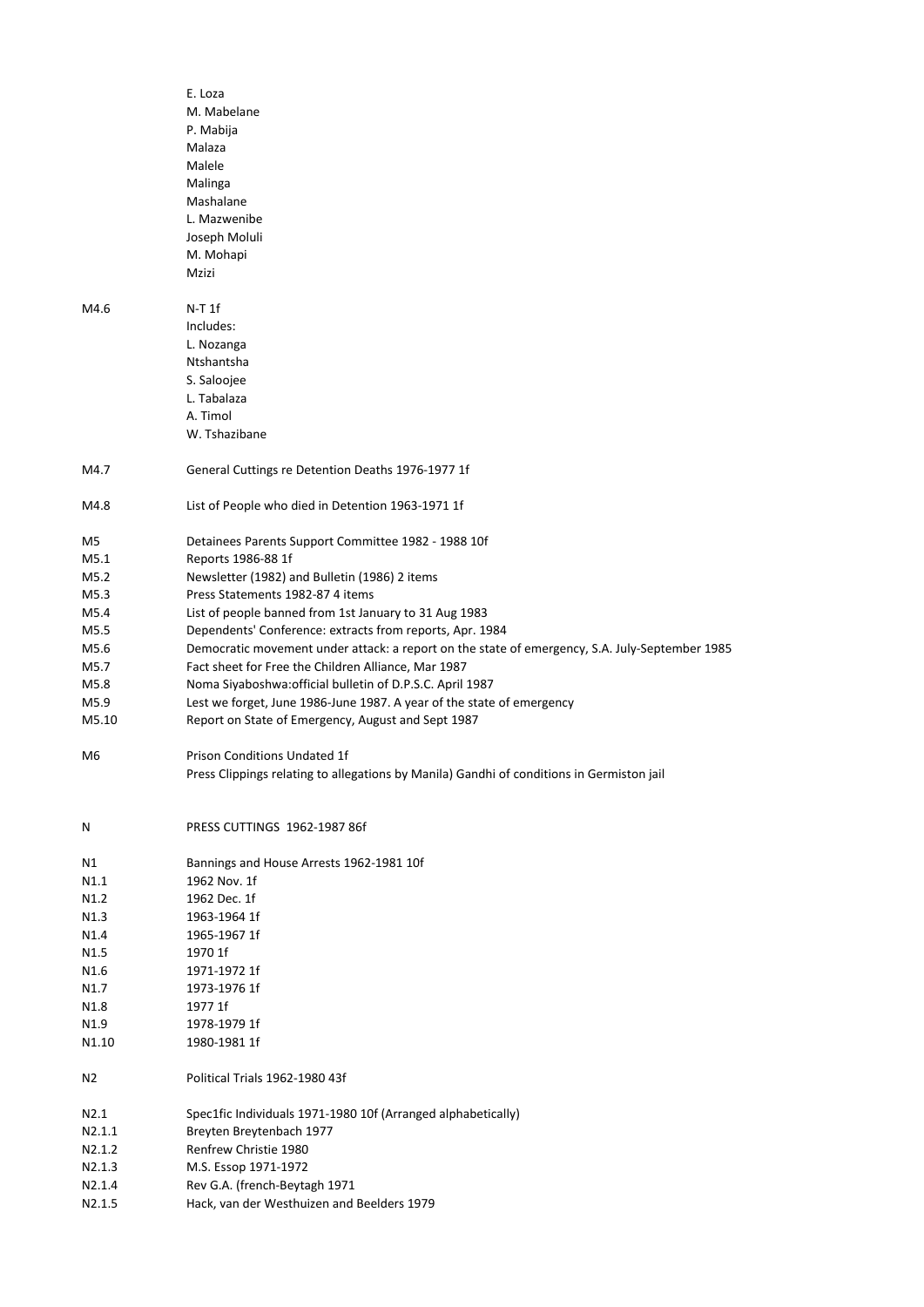| | |
|---|---|
| | E. Loza |
| | M. Mabelane |
| | P. Mabija |
| | Malaza |
| | Malele |
| | Malinga |
| | Mashalane |
| | L. Mazwenibe |
| | Joseph Moluli |
| | M. Mohapi |
| | Mzizi |
| | |
| M4.6 | N-T 1f |
| | Includes: |
| | L. Nozanga |
| | Ntshantsha |
| | S. Saloojee |
| | L. Tabalaza |
| | A. Timol |
| | W. Tshazibane |
| | |
| M4.7 | General Cuttings re Detention Deaths 1976-1977 1f |
| | |
| M4.8 | List of People who died in Detention 1963-1971 1f |
| | |
| M5 | Detainees Parents Support Committee 1982 - 1988 10f |
| M5.1 | Reports 1986-88 1f |
| M5.2 | Newsletter (1982) and Bulletin (1986) 2 items |
| M5.3 | Press Statements 1982-87 4 items |
| M5.4 | List of people banned from 1st January to 31 Aug 1983 |
| M5.5 | Dependents' Conference: extracts from reports, Apr. 1984 |
| M5.6 | Democratic movement under attack: a report on the state of emergency, S.A. July-September 1985 |
| M5.7 | Fact sheet for Free the Children Alliance, Mar 1987 |
| M5.8 | Noma Siyaboshwa:official bulletin of D.P.S.C. April 1987 |
| M5.9 | Lest we forget, June 1986-June 1987. A year of the state of emergency |
| M5.10 | Report on State of Emergency, August and Sept 1987 |
| | |
| M6 | Prison Conditions Undated 1f |
| | Press Clippings relating to allegations by Manila) Gandhi of conditions in Germiston jail |
| | |
| N | PRESS CUTTINGS 1962-1987 86f |
| | |
| N1 | Bannings and House Arrests 1962-1981 10f |
| N1.1 | 1962 Nov. 1f |
| N1.2 | 1962 Dec. 1f |
| N1.3 | 1963-1964 1f |
| N1.4 | 1965-1967 1f |
| N1.5 | 1970 1f |
| N1.6 | 1971-1972 1f |
| N1.7 | 1973-1976 1f |
| N1.8 | 1977 1f |
| N1.9 | 1978-1979 1f |
| N1.10 | 1980-1981 1f |
| | |
| N2 | Political Trials 1962-1980 43f |
| | |
| N2.1 | Spec1fic Individuals 1971-1980 10f (Arranged alphabetically) |
| N2.1.1 | Breyten Breytenbach 1977 |
| N2.1.2 | Renfrew Christie 1980 |
| N2.1.3 | M.S. Essop 1971-1972 |
| N2.1.4 | Rev G.A. (french-Beytagh 1971 |
| N2.1.5 | Hack, van der Westhuizen and Beelders 1979 |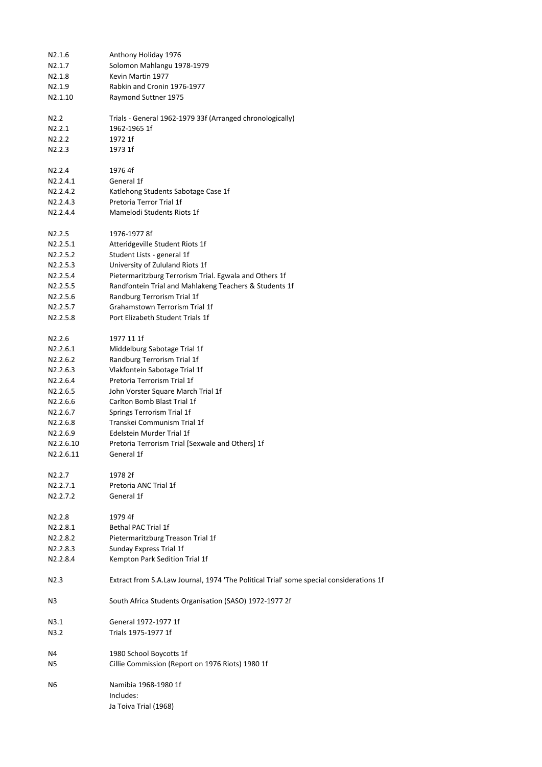| | |
|---|---|
| N2.1.6 | Anthony Holiday 1976 |
| N2.1.7 | Solomon Mahlangu 1978-1979 |
| N2.1.8 | Kevin Martin 1977 |
| N2.1.9 | Rabkin and Cronin 1976-1977 |
| N2.1.10 | Raymond Suttner 1975 |
| | |
| N2.2 | Trials - General 1962-1979 33f (Arranged chronologically) |
| N2.2.1 | 1962-1965 1f |
| N2.2.2 | 1972 1f |
| N2.2.3 | 1973 1f |
| | |
| N2.2.4 | 1976 4f |
| N2.2.4.1 | General 1f |
| N2.2.4.2 | Katlehong Students Sabotage Case 1f |
| N2.2.4.3 | Pretoria Terror Trial 1f |
| N2.2.4.4 | Mamelodi Students Riots 1f |
| | |
| N2.2.5 | 1976-1977 8f |
| N2.2.5.1 | Atteridgeville Student Riots 1f |
| N2.2.5.2 | Student Lists - general 1f |
| N2.2.5.3 | University of Zululand Riots 1f |
| N2.2.5.4 | Pietermaritzburg Terrorism Trial. Egwala and Others 1f |
| N2.2.5.5 | Randfontein Trial and Mahlakeng Teachers & Students 1f |
| N2.2.5.6 | Randburg Terrorism Trial 1f |
| N2.2.5.7 | Grahamstown Terrorism Trial 1f |
| N2.2.5.8 | Port Elizabeth Student Trials 1f |
| | |
| N2.2.6 | 1977 11 1f |
| N2.2.6.1 | Middelburg Sabotage Trial 1f |
| N2.2.6.2 | Randburg Terrorism Trial 1f |
| N2.2.6.3 | Vlakfontein Sabotage Trial 1f |
| N2.2.6.4 | Pretoria Terrorism Trial 1f |
| N2.2.6.5 | John Vorster Square March Trial 1f |
| N2.2.6.6 | Carlton Bomb Blast Trial 1f |
| N2.2.6.7 | Springs Terrorism Trial 1f |
| N2.2.6.8 | Transkei Communism Trial 1f |
| N2.2.6.9 | Edelstein Murder Trial 1f |
| N2.2.6.10 | Pretoria Terrorism Trial [Sexwale and Others] 1f |
| N2.2.6.11 | General 1f |
| | |
| N2.2.7 | 1978 2f |
| N2.2.7.1 | Pretoria ANC Trial 1f |
| N2.2.7.2 | General 1f |
| | |
| N2.2.8 | 1979 4f |
| N2.2.8.1 | Bethal PAC Trial 1f |
| N2.2.8.2 | Pietermaritzburg Treason Trial 1f |
| N2.2.8.3 | Sunday Express Trial 1f |
| N2.2.8.4 | Kempton Park Sedition Trial 1f |
| | |
| N2.3 | Extract from S.A.Law Journal, 1974 'The Political Trial' some special considerations 1f |
| | |
| N3 | South Africa Students Organisation (SASO) 1972-1977 2f |
| | |
| N3.1 | General 1972-1977 1f |
| N3.2 | Trials 1975-1977 1f |
| | |
| N4 | 1980 School Boycotts 1f |
| N5 | Cillie Commission (Report on 1976 Riots) 1980 1f |
| | |
| N6 | Namibia 1968-1980 1f |
| | Includes: |
| | Ja Toiva Trial (1968) |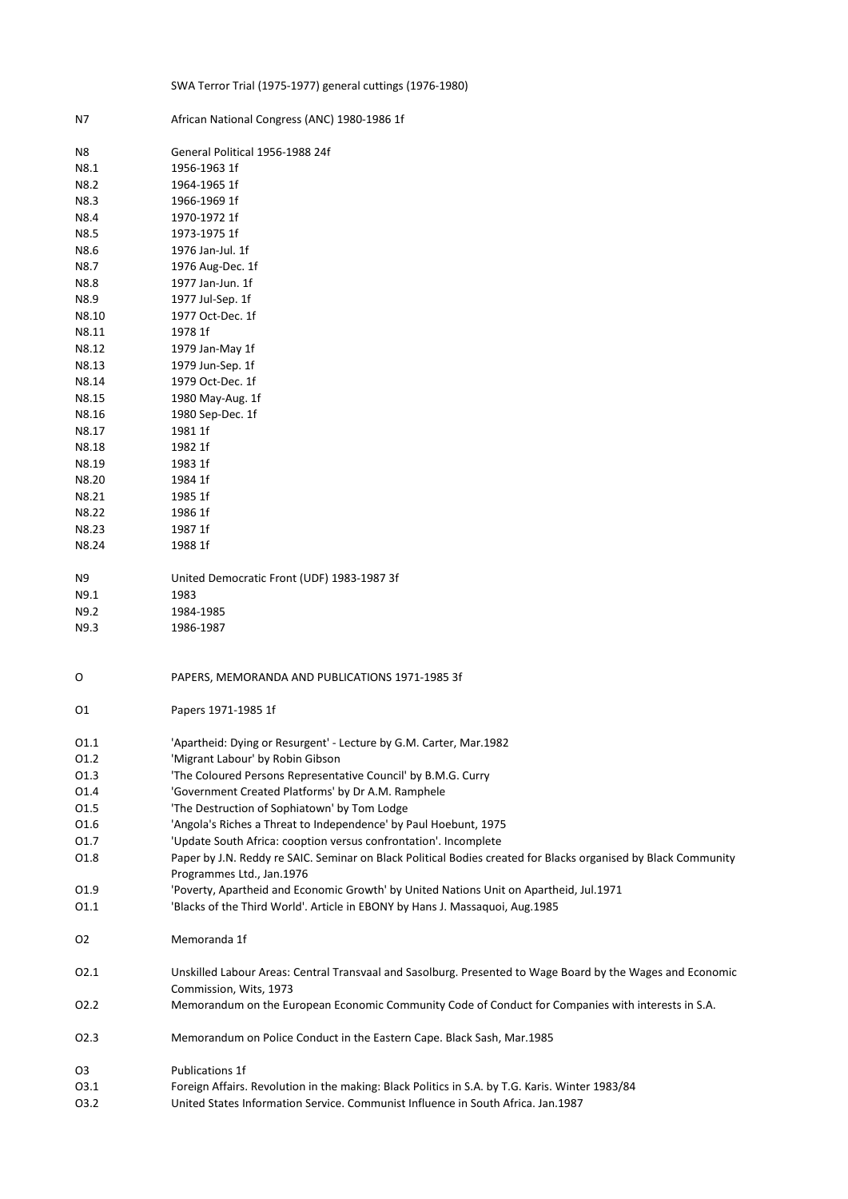SWA Terror Trial (1975-1977) general cuttings (1976-1980)

N7 African National Congress (ANC) 1980-1986 1f

N8 General Political 1956-1988 24f
N8.1 1956-1963 1f
N8.2 1964-1965 1f
N8.3 1966-1969 1f
N8.4 1970-1972 1f
N8.5 1973-1975 1f
N8.6 1976 Jan-Jul. 1f
N8.7 1976 Aug-Dec. 1f
N8.8 1977 Jan-Jun. 1f
N8.9 1977 Jul-Sep. 1f
N8.10 1977 Oct-Dec. 1f
N8.11 1978 1f
N8.12 1979 Jan-May 1f
N8.13 1979 Jun-Sep. 1f
N8.14 1979 Oct-Dec. 1f
N8.15 1980 May-Aug. 1f
N8.16 1980 Sep-Dec. 1f
N8.17 1981 1f
N8.18 1982 1f
N8.19 1983 1f
N8.20 1984 1f
N8.21 1985 1f
N8.22 1986 1f
N8.23 1987 1f
N8.24 1988 1f

N9 United Democratic Front (UDF) 1983-1987 3f
N9.1 1983
N9.2 1984-1985
N9.3 1986-1987

O PAPERS, MEMORANDA AND PUBLICATIONS 1971-1985 3f

O1 Papers 1971-1985 1f

O1.1 'Apartheid: Dying or Resurgent' - Lecture by G.M. Carter, Mar.1982
O1.2 'Migrant Labour' by Robin Gibson
O1.3 'The Coloured Persons Representative Council' by B.M.G. Curry
O1.4 'Government Created Platforms' by Dr A.M. Ramphele
O1.5 'The Destruction of Sophiatown' by Tom Lodge
O1.6 'Angola's Riches a Threat to Independence' by Paul Hoebunt, 1975
O1.7 'Update South Africa: cooption versus confrontation'. Incomplete
O1.8 Paper by J.N. Reddy re SAIC. Seminar on Black Political Bodies created for Blacks organised by Black Community Programmes Ltd., Jan.1976
O1.9 'Poverty, Apartheid and Economic Growth' by United Nations Unit on Apartheid, Jul.1971
O1.1 'Blacks of the Third World'. Article in EBONY by Hans J. Massaquoi, Aug.1985

O2 Memoranda 1f

O2.1 Unskilled Labour Areas: Central Transvaal and Sasolburg. Presented to Wage Board by the Wages and Economic Commission, Wits, 1973
O2.2 Memorandum on the European Economic Community Code of Conduct for Companies with interests in S.A.

O2.3 Memorandum on Police Conduct in the Eastern Cape. Black Sash, Mar.1985

O3 Publications 1f
O3.1 Foreign Affairs. Revolution in the making: Black Politics in S.A. by T.G. Karis. Winter 1983/84
O3.2 United States Information Service. Communist Influence in South Africa. Jan.1987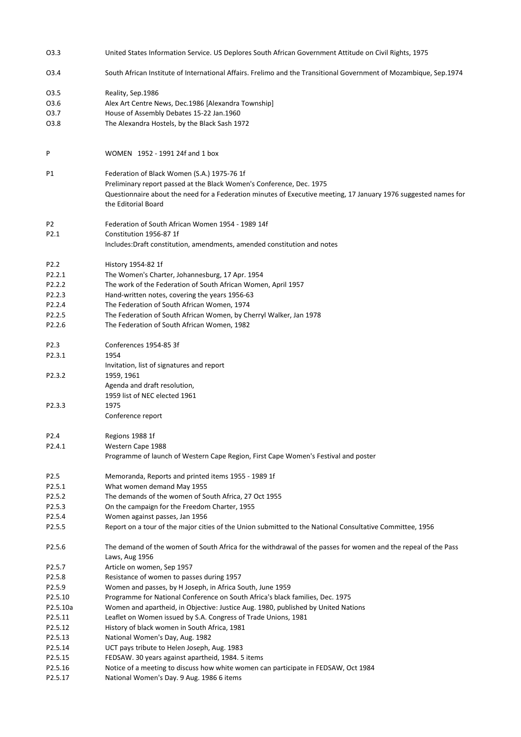| | |
|---|---|
| O3.3 | United States Information Service. US Deplores South African Government Attitude on Civil Rights, 1975 |
| O3.4 | South African Institute of International Affairs. Frelimo and the Transitional Government of Mozambique, Sep.1974 |
| O3.5 | Reality, Sep.1986 |
| O3.6 | Alex Art Centre News, Dec.1986 [Alexandra Township] |
| O3.7 | House of Assembly Debates 15-22 Jan.1960 |
| O3.8 | The Alexandra Hostels, by the Black Sash 1972 |
| | |
| P | WOMEN 1952 - 1991 24f and 1 box |
| | |
| P1 | Federation of Black Women (S.A.) 1975-76 1f |
| | Preliminary report passed at the Black Women's Conference, Dec. 1975 |
| | Questionnaire about the need for a Federation minutes of Executive meeting, 17 January 1976 suggested names for the Editorial Board |
| | |
| P2 | Federation of South African Women 1954 - 1989 14f |
| P2.1 | Constitution 1956-87 1f |
| | Includes:Draft constitution, amendments, amended constitution and notes |
| | |
| P2.2 | History 1954-82 1f |
| P2.2.1 | The Women's Charter, Johannesburg, 17 Apr. 1954 |
| P2.2.2 | The work of the Federation of South African Women, April 1957 |
| P2.2.3 | Hand-written notes, covering the years 1956-63 |
| P2.2.4 | The Federation of South African Women, 1974 |
| P2.2.5 | The Federation of South African Women, by Cherryl Walker, Jan 1978 |
| P2.2.6 | The Federation of South African Women, 1982 |
| | |
| P2.3 | Conferences 1954-85 3f |
| P2.3.1 | 1954 |
| | Invitation, list of signatures and report |
| P2.3.2 | 1959, 1961 |
| | Agenda and draft resolution, |
| | 1959 list of NEC elected 1961 |
| P2.3.3 | 1975 |
| | Conference report |
| | |
| P2.4 | Regions 1988 1f |
| P2.4.1 | Western Cape 1988 |
| | Programme of launch of Western Cape Region, First Cape Women's Festival and poster |
| | |
| P2.5 | Memoranda, Reports and printed items 1955 - 1989 1f |
| P2.5.1 | What women demand May 1955 |
| P2.5.2 | The demands of the women of South Africa, 27 Oct 1955 |
| P2.5.3 | On the campaign for the Freedom Charter, 1955 |
| P2.5.4 | Women against passes, Jan 1956 |
| P2.5.5 | Report on a tour of the major cities of the Union submitted to the National Consultative Committee, 1956 |
| P2.5.6 | The demand of the women of South Africa for the withdrawal of the passes for women and the repeal of the Pass Laws, Aug 1956 |
| P2.5.7 | Article on women, Sep 1957 |
| P2.5.8 | Resistance of women to passes during 1957 |
| P2.5.9 | Women and passes, by H Joseph, in Africa South, June 1959 |
| P2.5.10 | Programme for National Conference on South Africa's black families, Dec. 1975 |
| P2.5.10a | Women and apartheid, in Objective: Justice Aug. 1980, published by United Nations |
| P2.5.11 | Leaflet on Women issued by S.A. Congress of Trade Unions, 1981 |
| P2.5.12 | History of black women in South Africa, 1981 |
| P2.5.13 | National Women's Day, Aug. 1982 |
| P2.5.14 | UCT pays tribute to Helen Joseph, Aug. 1983 |
| P2.5.15 | FEDSAW. 30 years against apartheid, 1984. 5 items |
| P2.5.16 | Notice of a meeting to discuss how white women can participate in FEDSAW, Oct 1984 |
| P2.5.17 | National Women's Day. 9 Aug. 1986 6 items |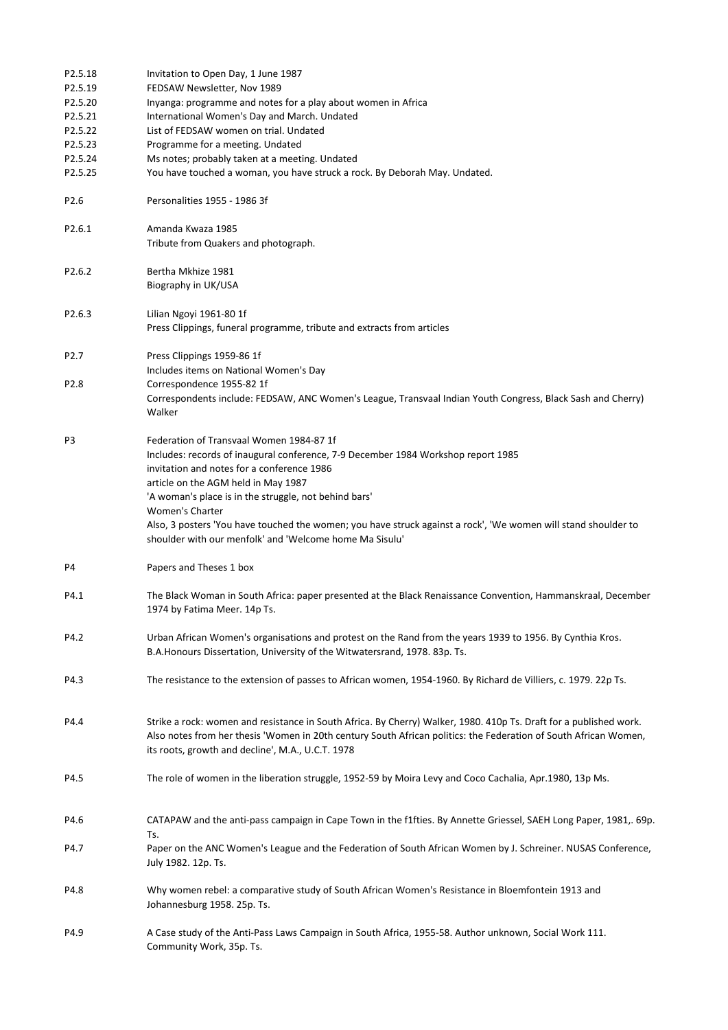P2.5.18 Invitation to Open Day, 1 June 1987

P2.5.19 FEDSAW Newsletter, Nov 1989

P2.5.20 Inyanga: programme and notes for a play about women in Africa

P2.5.21 International Women's Day and March. Undated

P2.5.22 List of FEDSAW women on trial. Undated

P2.5.23 Programme for a meeting. Undated

P2.5.24 Ms notes; probably taken at a meeting. Undated

P2.5.25 You have touched a woman, you have struck a rock. By Deborah May. Undated.

P2.6 Personalities 1955 - 1986 3f

P2.6.1 Amanda Kwaza 1985
Tribute from Quakers and photograph.

P2.6.2 Bertha Mkhize 1981
Biography in UK/USA

P2.6.3 Lilian Ngoyi 1961-80 1f
Press Clippings, funeral programme, tribute and extracts from articles

P2.7 Press Clippings 1959-86 1f
Includes items on National Women's Day

P2.8 Correspondence 1955-82 1f
Correspondents include: FEDSAW, ANC Women's League, Transvaal Indian Youth Congress, Black Sash and Cherry) Walker

P3 Federation of Transvaal Women 1984-87 1f
Includes: records of inaugural conference, 7-9 December 1984 Workshop report 1985
invitation and notes for a conference 1986
article on the AGM held in May 1987
'A woman's place is in the struggle, not behind bars'
Women's Charter
Also, 3 posters 'You have touched the women; you have struck against a rock', 'We women will stand shoulder to shoulder with our menfolk' and 'Welcome home Ma Sisulu'

P4 Papers and Theses 1 box

P4.1 The Black Woman in South Africa: paper presented at the Black Renaissance Convention, Hammanskraal, December 1974 by Fatima Meer. 14p Ts.

P4.2 Urban African Women's organisations and protest on the Rand from the years 1939 to 1956. By Cynthia Kros. B.A.Honours Dissertation, University of the Witwatersrand, 1978. 83p. Ts.

P4.3 The resistance to the extension of passes to African women, 1954-1960. By Richard de Villiers, c. 1979. 22p Ts.

P4.4 Strike a rock: women and resistance in South Africa. By Cherry) Walker, 1980. 410p Ts. Draft for a published work. Also notes from her thesis 'Women in 20th century South African politics: the Federation of South African Women, its roots, growth and decline', M.A., U.C.T. 1978

P4.5 The role of women in the liberation struggle, 1952-59 by Moira Levy and Coco Cachalia, Apr.1980, 13p Ms.

P4.6 CATAPAW and the anti-pass campaign in Cape Town in the f1fties. By Annette Griessel, SAEH Long Paper, 1981,. 69p. Ts.

P4.7 Paper on the ANC Women's League and the Federation of South African Women by J. Schreiner. NUSAS Conference, July 1982. 12p. Ts.

P4.8 Why women rebel: a comparative study of South African Women's Resistance in Bloemfontein 1913 and Johannesburg 1958. 25p. Ts.

P4.9 A Case study of the Anti-Pass Laws Campaign in South Africa, 1955-58. Author unknown, Social Work 111. Community Work, 35p. Ts.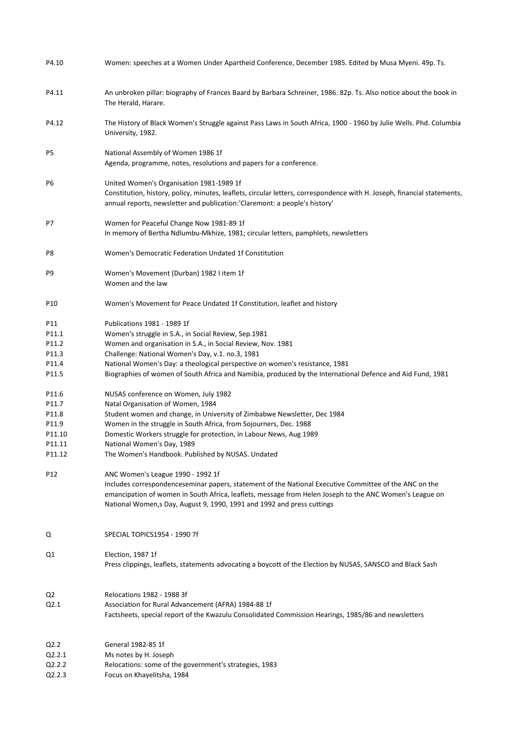P4.10 Women: speeches at a Women Under Apartheid Conference, December 1985. Edited by Musa Myeni. 49p. Ts.

P4.11 An unbroken pillar: biography of Frances Baard by Barbara Schreiner, 1986. 82p. Ts. Also notice about the book in The Herald, Harare.

P4.12 The History of Black Women's Struggle against Pass Laws in South Africa, 1900 - 1960 by Julie Wells. Phd. Columbia University, 1982.

P5 National Assembly of Women 1986 1f
Agenda, programme, notes, resolutions and papers for a conference.

P6 United Women's Organisation 1981-1989 1f
Constitution, history, policy, minutes, leaflets, circular letters, correspondence with H. Joseph, financial statements, annual reports, newsletter and publication:'Claremont: a people's history'

P7 Women for Peaceful Change Now 1981-89 1f
In memory of Bertha Ndlumbu-Mkhize, 1981; circular letters, pamphlets, newsletters

P8 Women's Democratic Federation Undated 1f Constitution

P9 Women's Movement (Durban) 1982 I item 1f
Women and the law

P10 Women's Movement for Peace Undated 1f Constitution, leaflet and history

P11 Publications 1981 - 1989 1f
P11.1 Women's struggle in S.A., in Social Review, Sep.1981
P11.2 Women and organisation in S.A., in Social Review, Nov. 1981
P11.3 Challenge: National Women's Day, v.1. no.3, 1981
P11.4 National Women's Day: a theological perspective on women's resistance, 1981
P11.5 Biographies of women of South Africa and Namibia, produced by the International Defence and Aid Fund, 1981

P11.6 NUSAS conference on Women, July 1982
P11.7 Natal Organisation of Women, 1984
P11.8 Student women and change, in University of Zimbabwe Newsletter, Dec 1984
P11.9 Women in the struggle in South Africa, from Sojourners, Dec. 1988
P11.10 Domestic Workers struggle for protection, in Labour News, Aug 1989
P11.11 National Women's Day, 1989
P11.12 The Women's Handbook. Published by NUSAS. Undated

P12 ANC Women's League 1990 - 1992 1f
Includes correspondenceseminar papers, statement of the National Executive Committee of the ANC on the emancipation of women in South Africa, leaflets, message from Helen Joseph to the ANC Women's League on National Women,s Day, August 9, 1990, 1991 and 1992 and press cuttings

Q SPECIAL TOPICS1954 - 1990 7f

Q1 Election, 1987 1f
Press clippings, leaflets, statements advocating a boycott of the Election by NUSAS, SANSCO and Black Sash

Q2 Relocations 1982 - 1988 3f
Q2.1 Association for Rural Advancement (AFRA) 1984-88 1f
Factsheets, special report of the Kwazulu Consolidated Commission Hearings, 1985/86 and newsletters

Q2.2 General 1982-85 1f
Q2.2.1 Ms notes by H. Joseph
Q2.2.2 Relocations: some of the government's strategies, 1983
Q2.2.3 Focus on Khayelitsha, 1984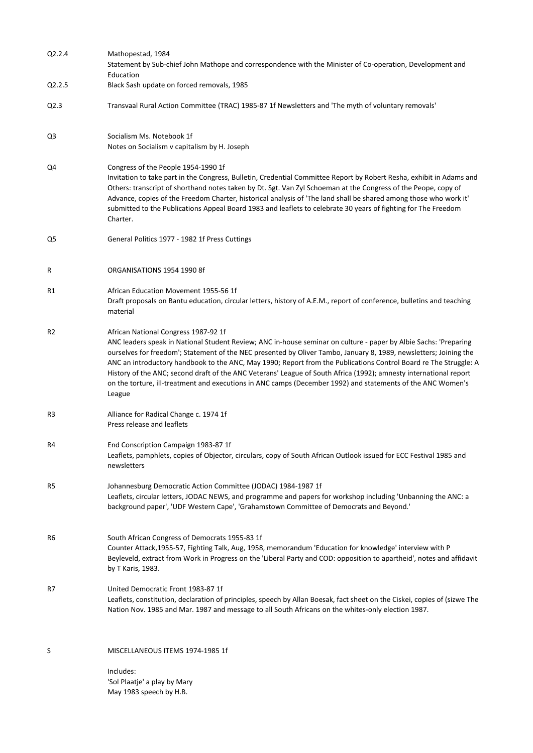Q2.2.4 Mathopestad, 1984
Statement by Sub-chief John Mathope and correspondence with the Minister of Co-operation, Development and Education

Q2.2.5 Black Sash update on forced removals, 1985

Q2.3 Transvaal Rural Action Committee (TRAC) 1985-87 1f Newsletters and 'The myth of voluntary removals'

Q3 Socialism Ms. Notebook 1f
Notes on Socialism v capitalism by H. Joseph

Q4 Congress of the People 1954-1990 1f
Invitation to take part in the Congress, Bulletin, Credential Committee Report by Robert Resha, exhibit in Adams and Others: transcript of shorthand notes taken by Dt. Sgt. Van Zyl Schoeman at the Congress of the Peope, copy of Advance, copies of the Freedom Charter, historical analysis of 'The land shall be shared among those who work it' submitted to the Publications Appeal Board 1983 and leaflets to celebrate 30 years of fighting for The Freedom Charter.

Q5 General Politics 1977 - 1982 1f Press Cuttings

R ORGANISATIONS 1954 1990 8f

R1 African Education Movement 1955-56 1f
Draft proposals on Bantu education, circular letters, history of A.E.M., report of conference, bulletins and teaching material

R2 African National Congress 1987-92 1f
ANC leaders speak in National Student Review; ANC in-house seminar on culture - paper by Albie Sachs: 'Preparing ourselves for freedom'; Statement of the NEC presented by Oliver Tambo, January 8, 1989, newsletters; Joining the ANC an introductory handbook to the ANC, May 1990; Report from the Publications Control Board re The Struggle: A History of the ANC; second draft of the ANC Veterans' League of South Africa (1992); amnesty international report on the torture, ill-treatment and executions in ANC camps (December 1992) and statements of the ANC Women's League

R3 Alliance for Radical Change c. 1974 1f
Press release and leaflets

R4 End Conscription Campaign 1983-87 1f
Leaflets, pamphlets, copies of Objector, circulars, copy of South African Outlook issued for ECC Festival 1985 and newsletters

R5 Johannesburg Democratic Action Committee (JODAC) 1984-1987 1f
Leaflets, circular letters, JODAC NEWS, and programme and papers for workshop including 'Unbanning the ANC: a background paper', 'UDF Western Cape', 'Grahamstown Committee of Democrats and Beyond.'

R6 South African Congress of Democrats 1955-83 1f
Counter Attack,1955-57, Fighting Talk, Aug, 1958, memorandum 'Education for knowledge' interview with P Beyleveld, extract from Work in Progress on the 'Liberal Party and COD: opposition to apartheid', notes and affidavit by T Karis, 1983.

R7 United Democratic Front 1983-87 1f
Leaflets, constitution, declaration of principles, speech by Allan Boesak, fact sheet on the Ciskei, copies of (sizwe The Nation Nov. 1985 and Mar. 1987 and message to all South Africans on the whites-only election 1987.

S MISCELLANEOUS ITEMS 1974-1985 1f

Includes:
'Sol Plaatje' a play by Mary
May 1983 speech by H.B.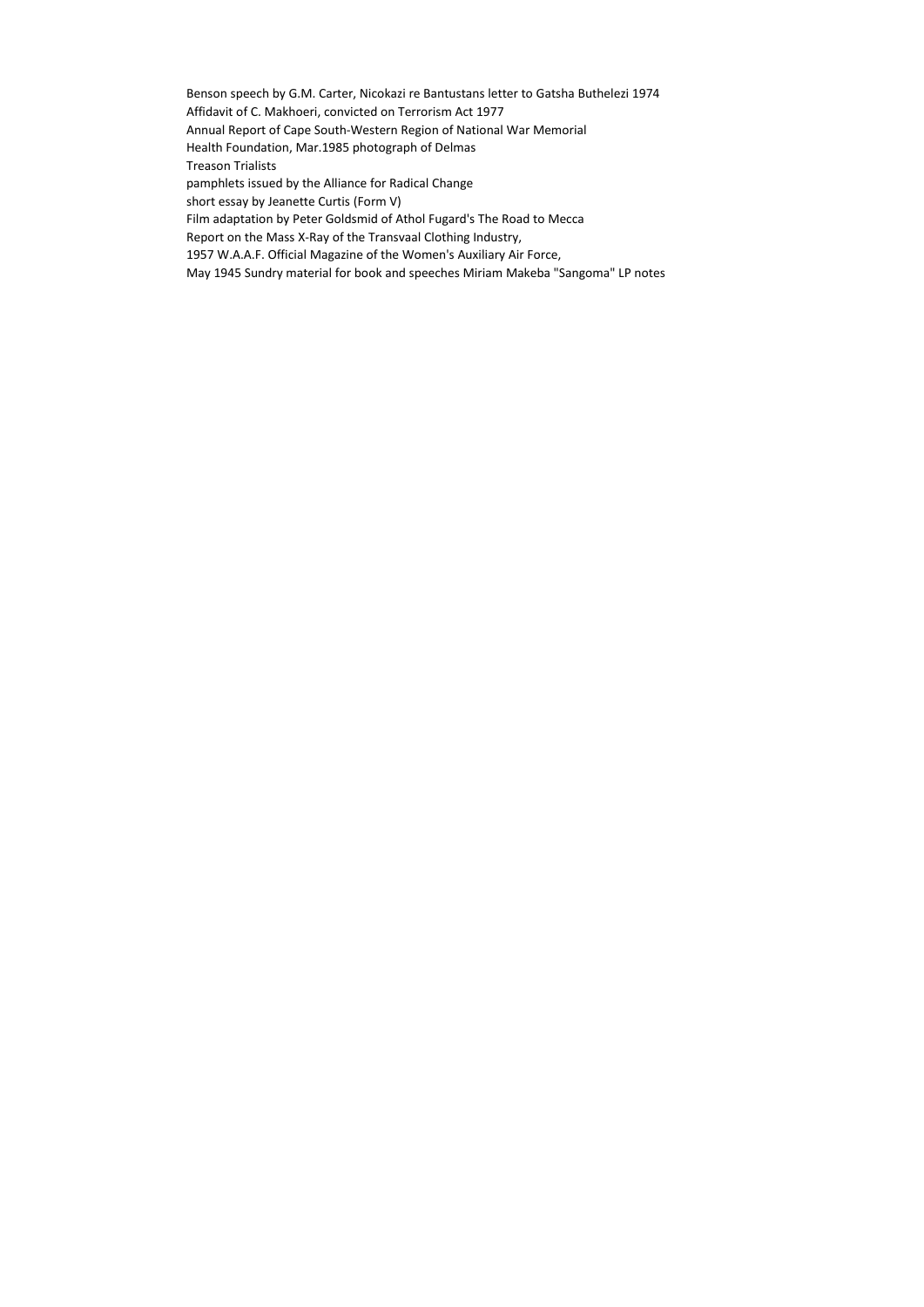Benson speech by G.M. Carter, Nicokazi re Bantustans letter to Gatsha Buthelezi 1974
Affidavit of C. Makhoeri, convicted on Terrorism Act 1977
Annual Report of Cape South-Western Region of National War Memorial
Health Foundation, Mar.1985 photograph of Delmas
Treason Trialists
pamphlets issued by the Alliance for Radical Change
short essay by Jeanette Curtis (Form V)
Film adaptation by Peter Goldsmid of Athol Fugard's The Road to Mecca
Report on the Mass X-Ray of the Transvaal Clothing Industry,
1957 W.A.A.F. Official Magazine of the Women's Auxiliary Air Force,
May 1945 Sundry material for book and speeches Miriam Makeba "Sangoma" LP notes